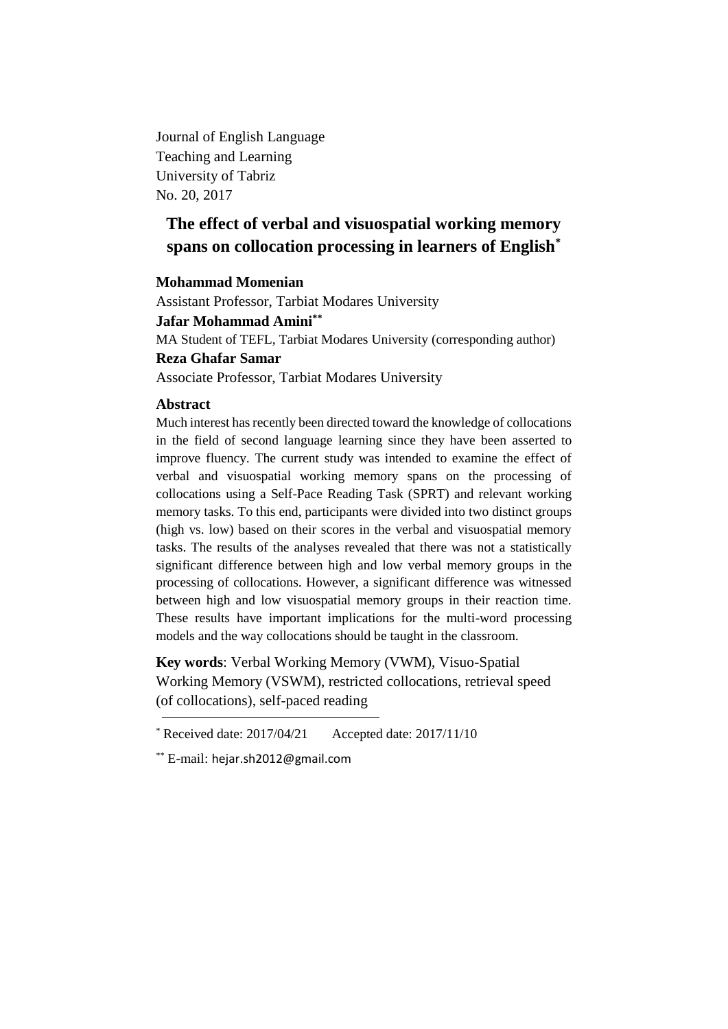Journal of English Language
Teaching and Learning
University of Tabriz
No. 20, 2017

# The effect of verbal and visuospatial working memory spans on collocation processing in learners of English[*]

**Mohammad Momenian**

Assistant Professor, Tarbiat Modares University

**Jafar Mohammad Amini[**]**

MA Student of TEFL, Tarbiat Modares University (corresponding author)

**Reza Ghafar Samar**

Associate Professor, Tarbiat Modares University

## Abstract

Much interest has recently been directed toward the knowledge of collocations in the field of second language learning since they have been asserted to improve fluency. The current study was intended to examine the effect of verbal and visuospatial working memory spans on the processing of collocations using a Self-Pace Reading Task (SPRT) and relevant working memory tasks. To this end, participants were divided into two distinct groups (high vs. low) based on their scores in the verbal and visuospatial memory tasks. The results of the analyses revealed that there was not a statistically significant difference between high and low verbal memory groups in the processing of collocations. However, a significant difference was witnessed between high and low visuospatial memory groups in their reaction time. These results have important implications for the multi-word processing models and the way collocations should be taught in the classroom.

**Key words**: Verbal Working Memory (VWM), Visuo-Spatial Working Memory (VSWM), restricted collocations, retrieval speed (of collocations), self-paced reading

---

[*] Received date: 2017/04/21 Accepted date: 2017/11/10

[**] E-mail: hejar.sh2012@gmail.com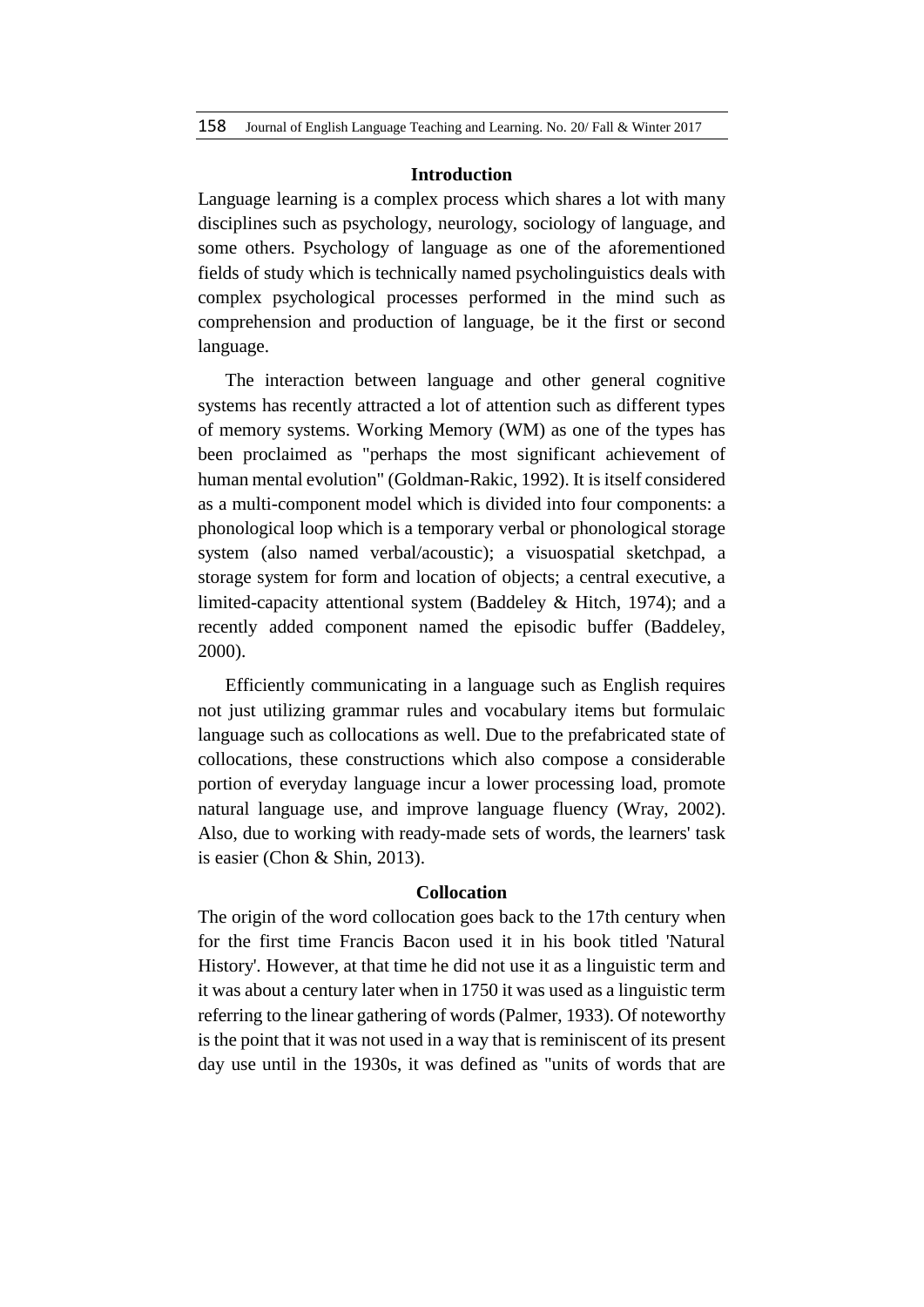## Introduction

Language learning is a complex process which shares a lot with many disciplines such as psychology, neurology, sociology of language, and some others. Psychology of language as one of the aforementioned fields of study which is technically named psycholinguistics deals with complex psychological processes performed in the mind such as comprehension and production of language, be it the first or second language.

The interaction between language and other general cognitive systems has recently attracted a lot of attention such as different types of memory systems. Working Memory (WM) as one of the types has been proclaimed as "perhaps the most significant achievement of human mental evolution" (Goldman-Rakic, 1992). It is itself considered as a multi-component model which is divided into four components: a phonological loop which is a temporary verbal or phonological storage system (also named verbal/acoustic); a visuospatial sketchpad, a storage system for form and location of objects; a central executive, a limited-capacity attentional system (Baddeley & Hitch, 1974); and a recently added component named the episodic buffer (Baddeley, 2000).

Efficiently communicating in a language such as English requires not just utilizing grammar rules and vocabulary items but formulaic language such as collocations as well. Due to the prefabricated state of collocations, these constructions which also compose a considerable portion of everyday language incur a lower processing load, promote natural language use, and improve language fluency (Wray, 2002). Also, due to working with ready-made sets of words, the learners' task is easier (Chon & Shin, 2013).

## Collocation

The origin of the word collocation goes back to the 17th century when for the first time Francis Bacon used it in his book titled 'Natural History'. However, at that time he did not use it as a linguistic term and it was about a century later when in 1750 it was used as a linguistic term referring to the linear gathering of words (Palmer, 1933). Of noteworthy is the point that it was not used in a way that is reminiscent of its present day use until in the 1930s, it was defined as "units of words that are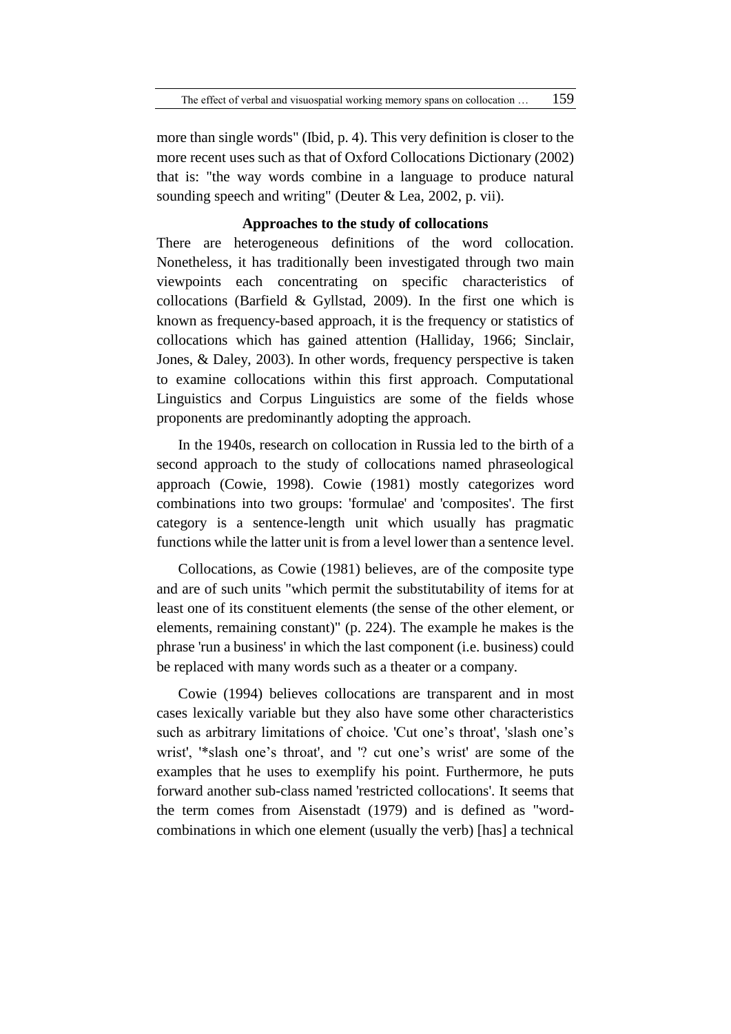more than single words" (Ibid, p. 4). This very definition is closer to the more recent uses such as that of Oxford Collocations Dictionary (2002) that is: "the way words combine in a language to produce natural sounding speech and writing" (Deuter & Lea, 2002, p. vii).

### Approaches to the study of collocations

There are heterogeneous definitions of the word collocation. Nonetheless, it has traditionally been investigated through two main viewpoints each concentrating on specific characteristics of collocations (Barfield & Gyllstad, 2009). In the first one which is known as frequency-based approach, it is the frequency or statistics of collocations which has gained attention (Halliday, 1966; Sinclair, Jones, & Daley, 2003). In other words, frequency perspective is taken to examine collocations within this first approach. Computational Linguistics and Corpus Linguistics are some of the fields whose proponents are predominantly adopting the approach.

In the 1940s, research on collocation in Russia led to the birth of a second approach to the study of collocations named phraseological approach (Cowie, 1998). Cowie (1981) mostly categorizes word combinations into two groups: 'formulae' and 'composites'. The first category is a sentence-length unit which usually has pragmatic functions while the latter unit is from a level lower than a sentence level.

Collocations, as Cowie (1981) believes, are of the composite type and are of such units "which permit the substitutability of items for at least one of its constituent elements (the sense of the other element, or elements, remaining constant)" (p. 224). The example he makes is the phrase 'run a business' in which the last component (i.e. business) could be replaced with many words such as a theater or a company.

Cowie (1994) believes collocations are transparent and in most cases lexically variable but they also have some other characteristics such as arbitrary limitations of choice. 'Cut one's throat', 'slash one's wrist', '*slash one's throat', and '? cut one's wrist' are some of the examples that he uses to exemplify his point. Furthermore, he puts forward another sub-class named 'restricted collocations'. It seems that the term comes from Aisenstadt (1979) and is defined as "word-combinations in which one element (usually the verb) [has] a technical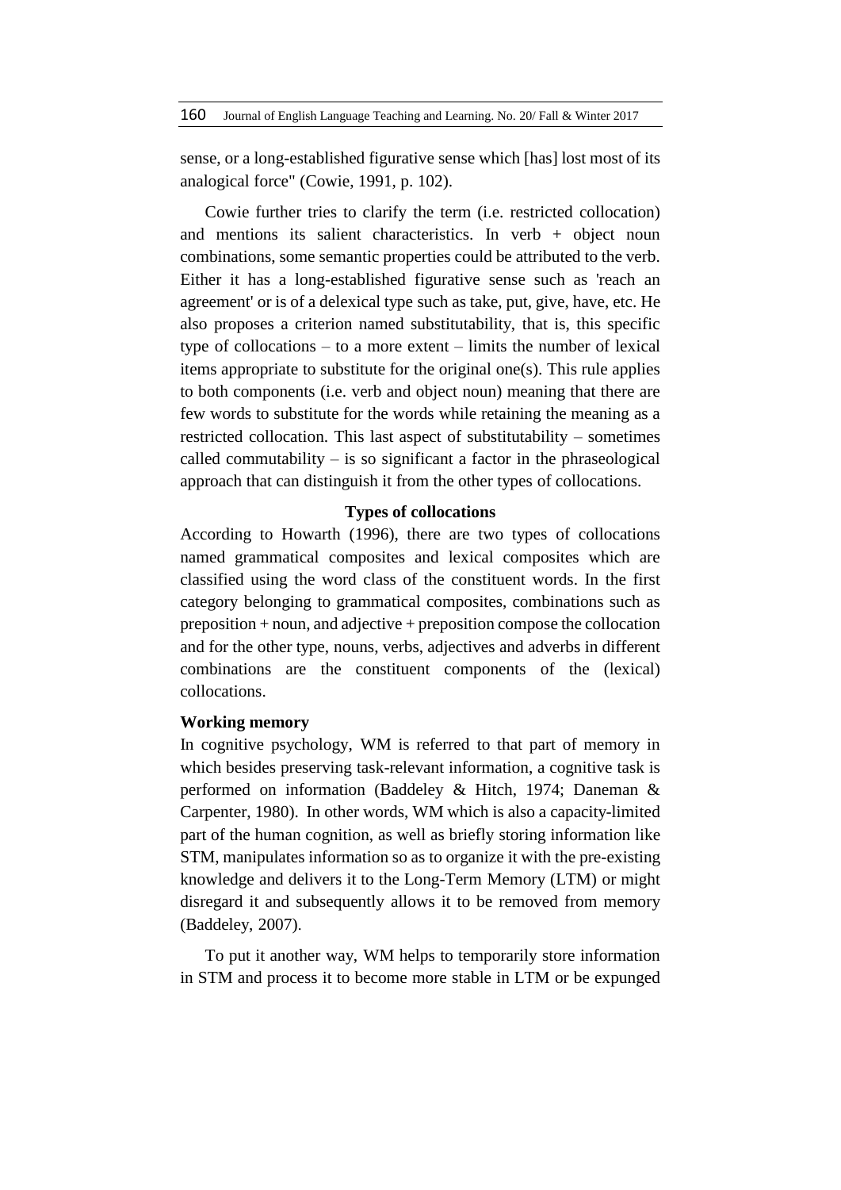sense, or a long-established figurative sense which [has] lost most of its analogical force" (Cowie, 1991, p. 102).

Cowie further tries to clarify the term (i.e. restricted collocation) and mentions its salient characteristics. In verb + object noun combinations, some semantic properties could be attributed to the verb. Either it has a long-established figurative sense such as 'reach an agreement' or is of a delexical type such as take, put, give, have, etc. He also proposes a criterion named substitutability, that is, this specific type of collocations – to a more extent – limits the number of lexical items appropriate to substitute for the original one(s). This rule applies to both components (i.e. verb and object noun) meaning that there are few words to substitute for the words while retaining the meaning as a restricted collocation. This last aspect of substitutability – sometimes called commutability – is so significant a factor in the phraseological approach that can distinguish it from the other types of collocations.

### Types of collocations

According to Howarth (1996), there are two types of collocations named grammatical composites and lexical composites which are classified using the word class of the constituent words. In the first category belonging to grammatical composites, combinations such as preposition + noun, and adjective + preposition compose the collocation and for the other type, nouns, verbs, adjectives and adverbs in different combinations are the constituent components of the (lexical) collocations.

### Working memory

In cognitive psychology, WM is referred to that part of memory in which besides preserving task-relevant information, a cognitive task is performed on information (Baddeley & Hitch, 1974; Daneman & Carpenter, 1980). In other words, WM which is also a capacity-limited part of the human cognition, as well as briefly storing information like STM, manipulates information so as to organize it with the pre-existing knowledge and delivers it to the Long-Term Memory (LTM) or might disregard it and subsequently allows it to be removed from memory (Baddeley, 2007).

To put it another way, WM helps to temporarily store information in STM and process it to become more stable in LTM or be expunged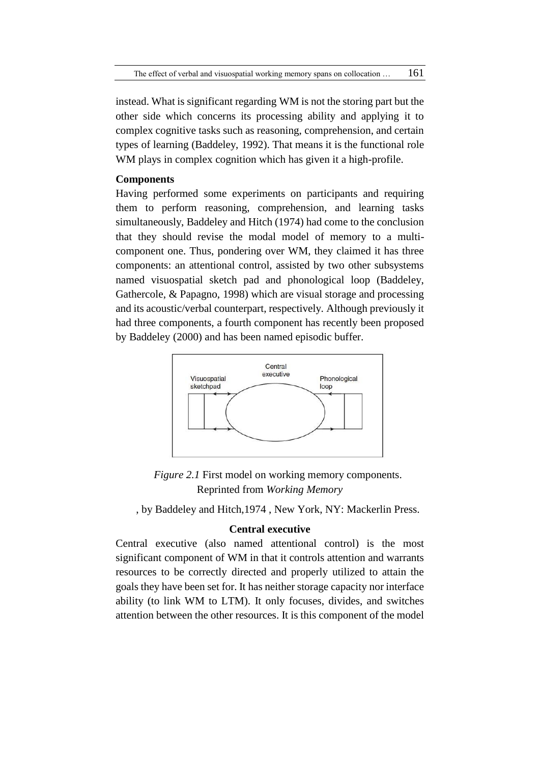instead. What is significant regarding WM is not the storing part but the other side which concerns its processing ability and applying it to complex cognitive tasks such as reasoning, comprehension, and certain types of learning (Baddeley, 1992). That means it is the functional role WM plays in complex cognition which has given it a high-profile.

**Components**

Having performed some experiments on participants and requiring them to perform reasoning, comprehension, and learning tasks simultaneously, Baddeley and Hitch (1974) had come to the conclusion that they should revise the modal model of memory to a multi-component one. Thus, pondering over WM, they claimed it has three components: an attentional control, assisted by two other subsystems named visuospatial sketch pad and phonological loop (Baddeley, Gathercole, & Papagno, 1998) which are visual storage and processing and its acoustic/verbal counterpart, respectively. Although previously it had three components, a fourth component has recently been proposed by Baddeley (2000) and has been named episodic buffer.

*Figure 2.1* First model on working memory components. Reprinted from *Working Memory*

, by Baddeley and Hitch,1974 , New York, NY: Mackerlin Press.

**Central executive**

Central executive (also named attentional control) is the most significant component of WM in that it controls attention and warrants resources to be correctly directed and properly utilized to attain the goals they have been set for. It has neither storage capacity nor interface ability (to link WM to LTM). It only focuses, divides, and switches attention between the other resources. It is this component of the model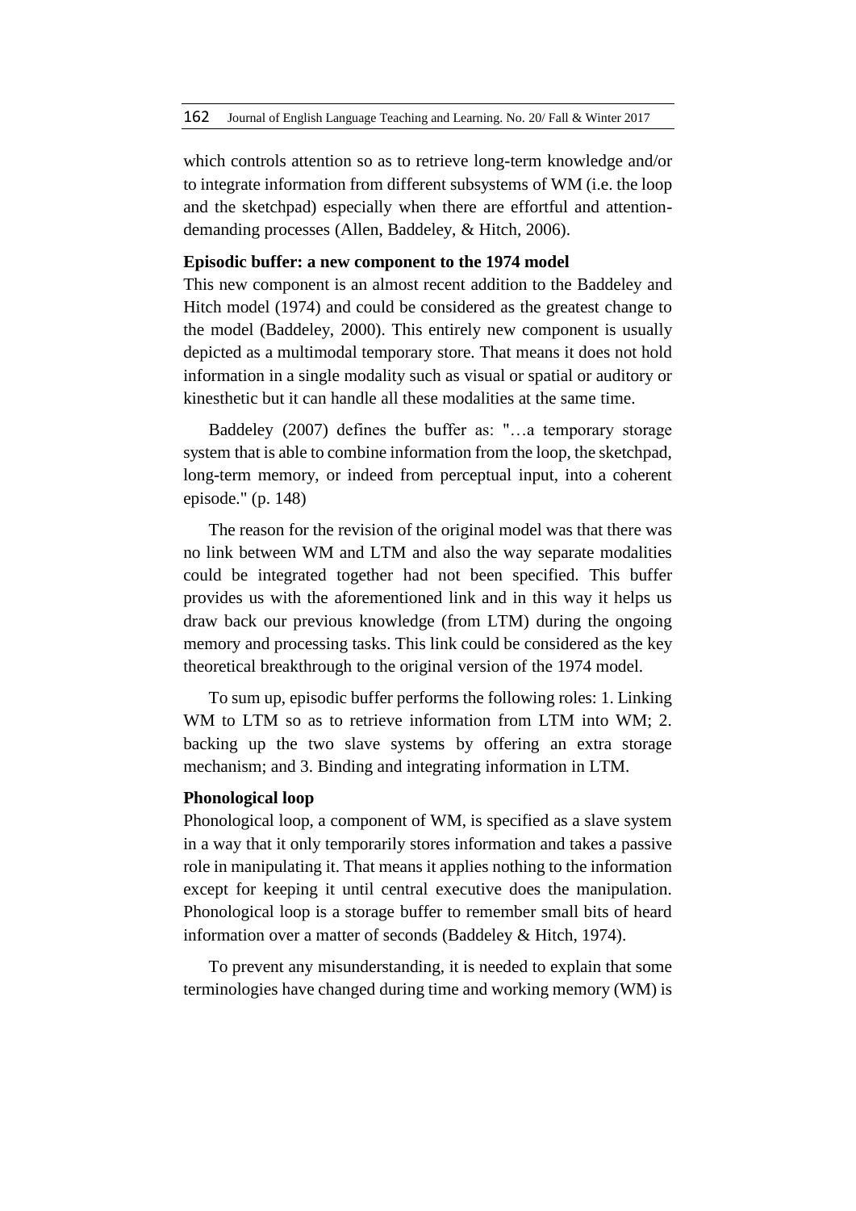which controls attention so as to retrieve long-term knowledge and/or to integrate information from different subsystems of WM (i.e. the loop and the sketchpad) especially when there are effortful and attention-demanding processes (Allen, Baddeley, & Hitch, 2006).

**Episodic buffer: a new component to the 1974 model**

This new component is an almost recent addition to the Baddeley and Hitch model (1974) and could be considered as the greatest change to the model (Baddeley, 2000). This entirely new component is usually depicted as a multimodal temporary store. That means it does not hold information in a single modality such as visual or spatial or auditory or kinesthetic but it can handle all these modalities at the same time.

Baddeley (2007) defines the buffer as: "…a temporary storage system that is able to combine information from the loop, the sketchpad, long-term memory, or indeed from perceptual input, into a coherent episode." (p. 148)

The reason for the revision of the original model was that there was no link between WM and LTM and also the way separate modalities could be integrated together had not been specified. This buffer provides us with the aforementioned link and in this way it helps us draw back our previous knowledge (from LTM) during the ongoing memory and processing tasks. This link could be considered as the key theoretical breakthrough to the original version of the 1974 model.

To sum up, episodic buffer performs the following roles: 1. Linking WM to LTM so as to retrieve information from LTM into WM; 2. backing up the two slave systems by offering an extra storage mechanism; and 3. Binding and integrating information in LTM.

**Phonological loop**

Phonological loop, a component of WM, is specified as a slave system in a way that it only temporarily stores information and takes a passive role in manipulating it. That means it applies nothing to the information except for keeping it until central executive does the manipulation. Phonological loop is a storage buffer to remember small bits of heard information over a matter of seconds (Baddeley & Hitch, 1974).

To prevent any misunderstanding, it is needed to explain that some terminologies have changed during time and working memory (WM) is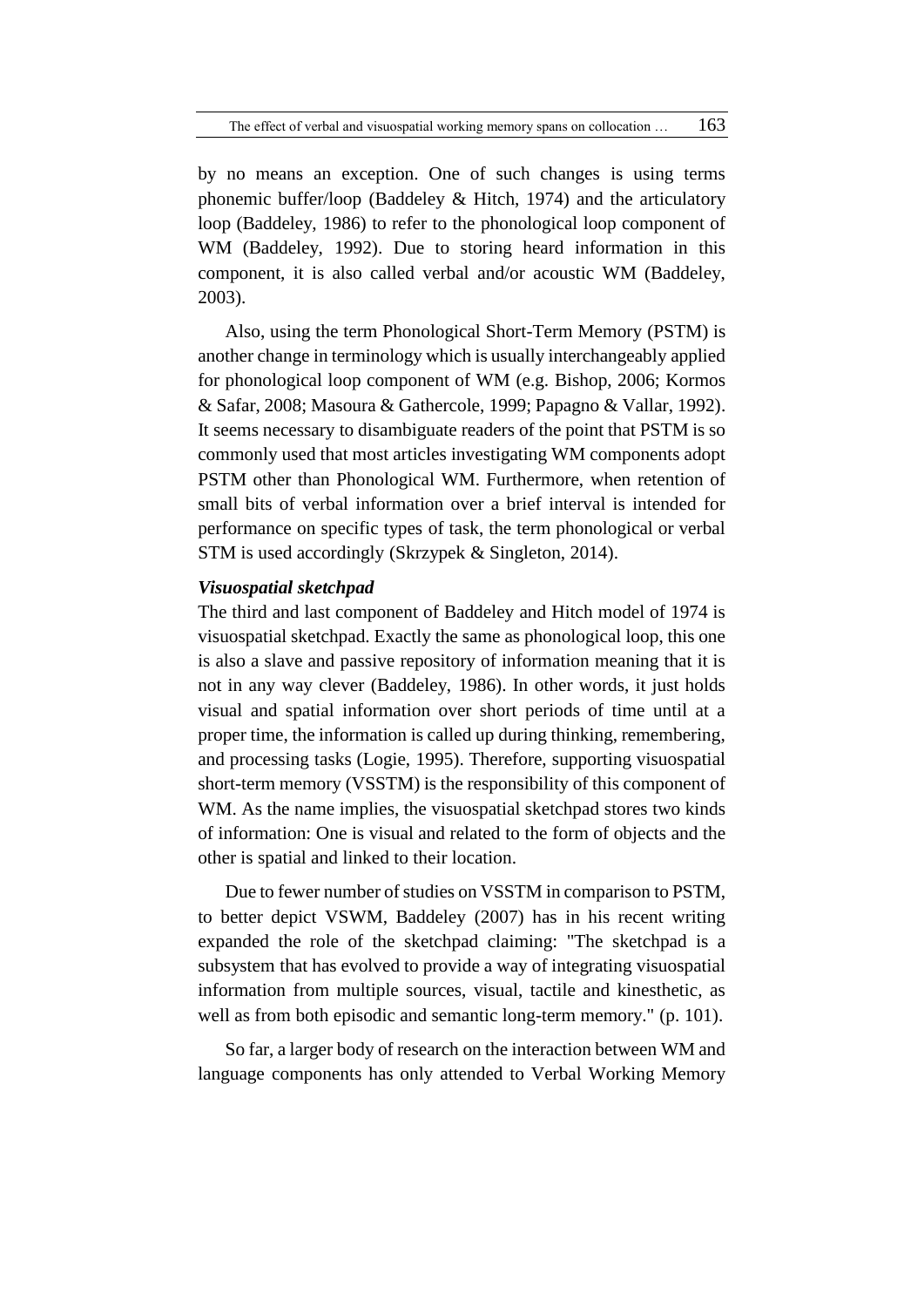by no means an exception. One of such changes is using terms phonemic buffer/loop (Baddeley & Hitch, 1974) and the articulatory loop (Baddeley, 1986) to refer to the phonological loop component of WM (Baddeley, 1992). Due to storing heard information in this component, it is also called verbal and/or acoustic WM (Baddeley, 2003).

Also, using the term Phonological Short-Term Memory (PSTM) is another change in terminology which is usually interchangeably applied for phonological loop component of WM (e.g. Bishop, 2006; Kormos & Safar, 2008; Masoura & Gathercole, 1999; Papagno & Vallar, 1992). It seems necessary to disambiguate readers of the point that PSTM is so commonly used that most articles investigating WM components adopt PSTM other than Phonological WM. Furthermore, when retention of small bits of verbal information over a brief interval is intended for performance on specific types of task, the term phonological or verbal STM is used accordingly (Skrzypek & Singleton, 2014).

***Visuospatial sketchpad***

The third and last component of Baddeley and Hitch model of 1974 is visuospatial sketchpad. Exactly the same as phonological loop, this one is also a slave and passive repository of information meaning that it is not in any way clever (Baddeley, 1986). In other words, it just holds visual and spatial information over short periods of time until at a proper time, the information is called up during thinking, remembering, and processing tasks (Logie, 1995). Therefore, supporting visuospatial short-term memory (VSSTM) is the responsibility of this component of WM. As the name implies, the visuospatial sketchpad stores two kinds of information: One is visual and related to the form of objects and the other is spatial and linked to their location.

Due to fewer number of studies on VSSTM in comparison to PSTM, to better depict VSWM, Baddeley (2007) has in his recent writing expanded the role of the sketchpad claiming: "The sketchpad is a subsystem that has evolved to provide a way of integrating visuospatial information from multiple sources, visual, tactile and kinesthetic, as well as from both episodic and semantic long-term memory." (p. 101).

So far, a larger body of research on the interaction between WM and language components has only attended to Verbal Working Memory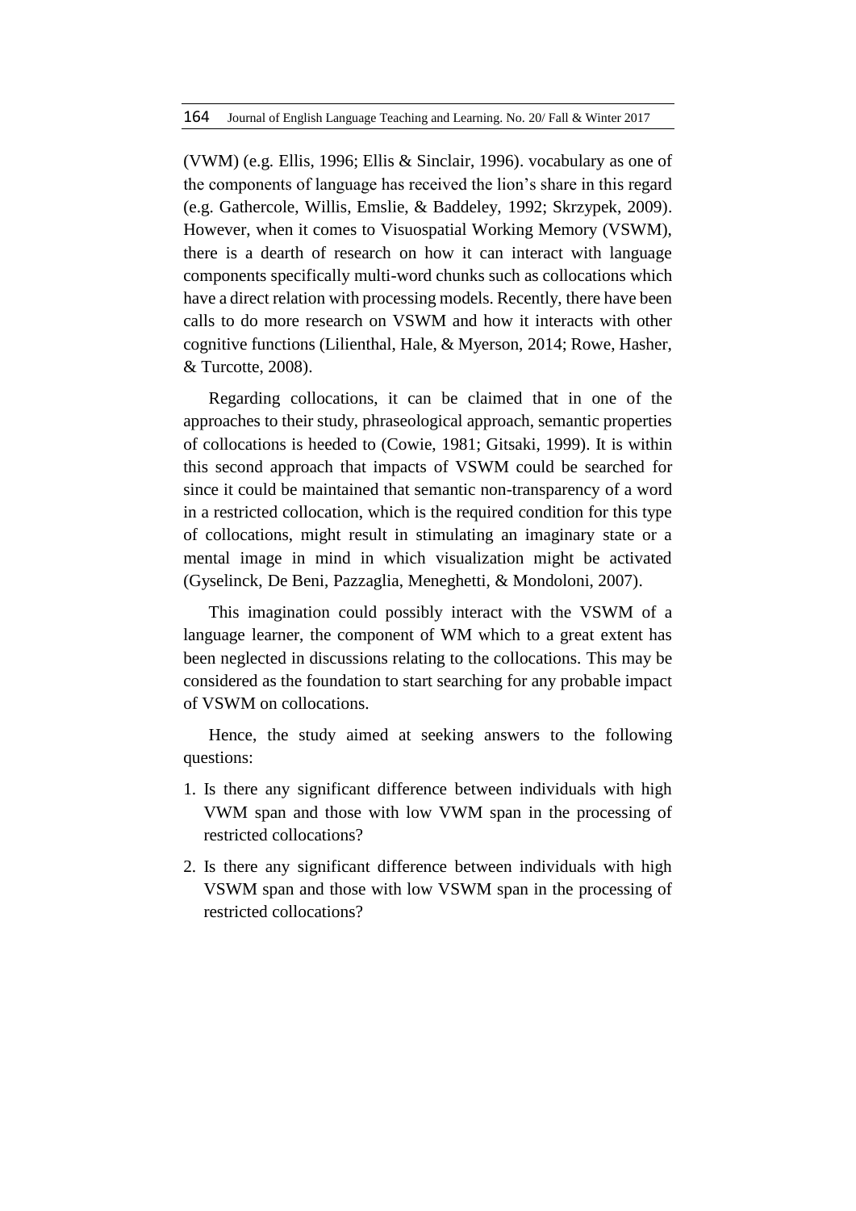(VWM) (e.g. Ellis, 1996; Ellis & Sinclair, 1996). vocabulary as one of the components of language has received the lion's share in this regard (e.g. Gathercole, Willis, Emslie, & Baddeley, 1992; Skrzypek, 2009). However, when it comes to Visuospatial Working Memory (VSWM), there is a dearth of research on how it can interact with language components specifically multi-word chunks such as collocations which have a direct relation with processing models. Recently, there have been calls to do more research on VSWM and how it interacts with other cognitive functions (Lilienthal, Hale, & Myerson, 2014; Rowe, Hasher, & Turcotte, 2008).

Regarding collocations, it can be claimed that in one of the approaches to their study, phraseological approach, semantic properties of collocations is heeded to (Cowie, 1981; Gitsaki, 1999). It is within this second approach that impacts of VSWM could be searched for since it could be maintained that semantic non-transparency of a word in a restricted collocation, which is the required condition for this type of collocations, might result in stimulating an imaginary state or a mental image in mind in which visualization might be activated (Gyselinck, De Beni, Pazzaglia, Meneghetti, & Mondoloni, 2007).

This imagination could possibly interact with the VSWM of a language learner, the component of WM which to a great extent has been neglected in discussions relating to the collocations. This may be considered as the foundation to start searching for any probable impact of VSWM on collocations.

Hence, the study aimed at seeking answers to the following questions:

1. Is there any significant difference between individuals with high VWM span and those with low VWM span in the processing of restricted collocations?
2. Is there any significant difference between individuals with high VSWM span and those with low VSWM span in the processing of restricted collocations?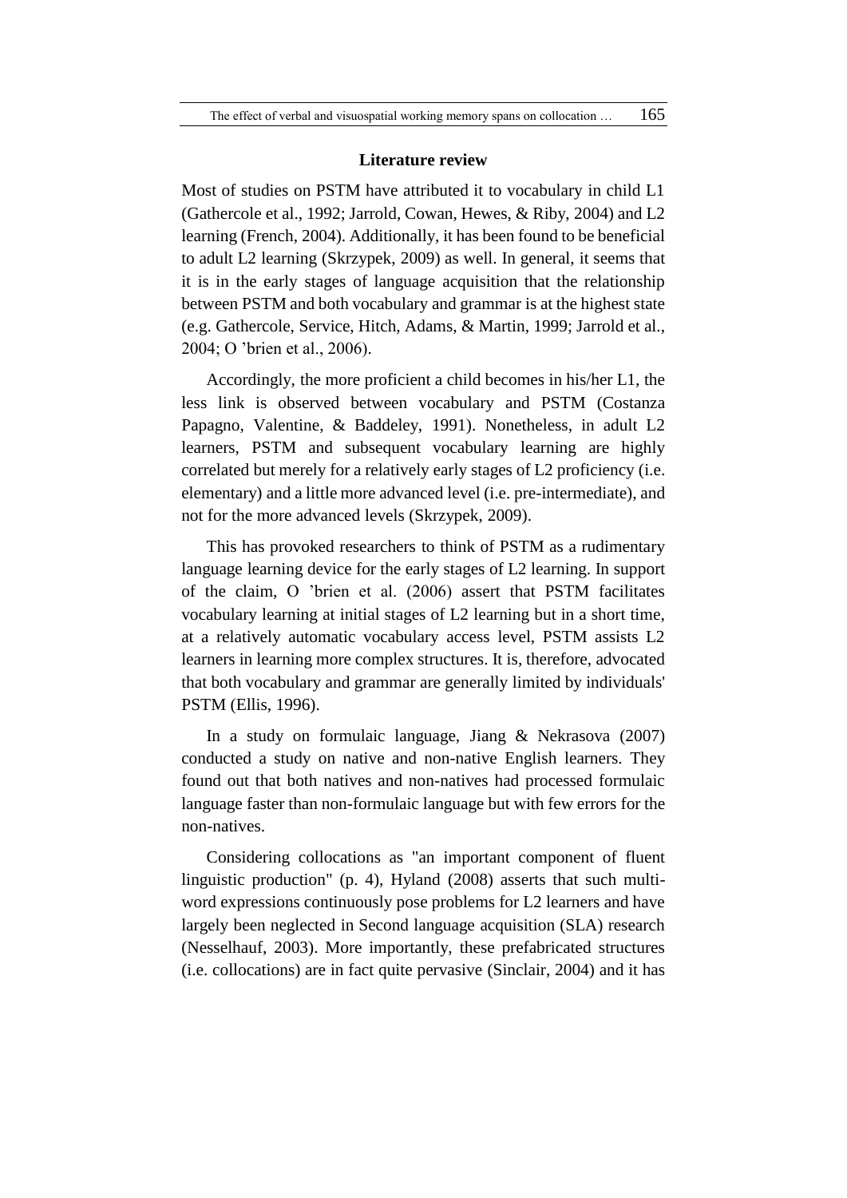## Literature review

Most of studies on PSTM have attributed it to vocabulary in child L1 (Gathercole et al., 1992; Jarrold, Cowan, Hewes, & Riby, 2004) and L2 learning (French, 2004). Additionally, it has been found to be beneficial to adult L2 learning (Skrzypek, 2009) as well. In general, it seems that it is in the early stages of language acquisition that the relationship between PSTM and both vocabulary and grammar is at the highest state (e.g. Gathercole, Service, Hitch, Adams, & Martin, 1999; Jarrold et al., 2004; O 'brien et al., 2006).

Accordingly, the more proficient a child becomes in his/her L1, the less link is observed between vocabulary and PSTM (Costanza Papagno, Valentine, & Baddeley, 1991). Nonetheless, in adult L2 learners, PSTM and subsequent vocabulary learning are highly correlated but merely for a relatively early stages of L2 proficiency (i.e. elementary) and a little more advanced level (i.e. pre-intermediate), and not for the more advanced levels (Skrzypek, 2009).

This has provoked researchers to think of PSTM as a rudimentary language learning device for the early stages of L2 learning. In support of the claim, O 'brien et al. (2006) assert that PSTM facilitates vocabulary learning at initial stages of L2 learning but in a short time, at a relatively automatic vocabulary access level, PSTM assists L2 learners in learning more complex structures. It is, therefore, advocated that both vocabulary and grammar are generally limited by individuals' PSTM (Ellis, 1996).

In a study on formulaic language, Jiang & Nekrasova (2007) conducted a study on native and non-native English learners. They found out that both natives and non-natives had processed formulaic language faster than non-formulaic language but with few errors for the non-natives.

Considering collocations as "an important component of fluent linguistic production" (p. 4), Hyland (2008) asserts that such multi-word expressions continuously pose problems for L2 learners and have largely been neglected in Second language acquisition (SLA) research (Nesselhauf, 2003). More importantly, these prefabricated structures (i.e. collocations) are in fact quite pervasive (Sinclair, 2004) and it has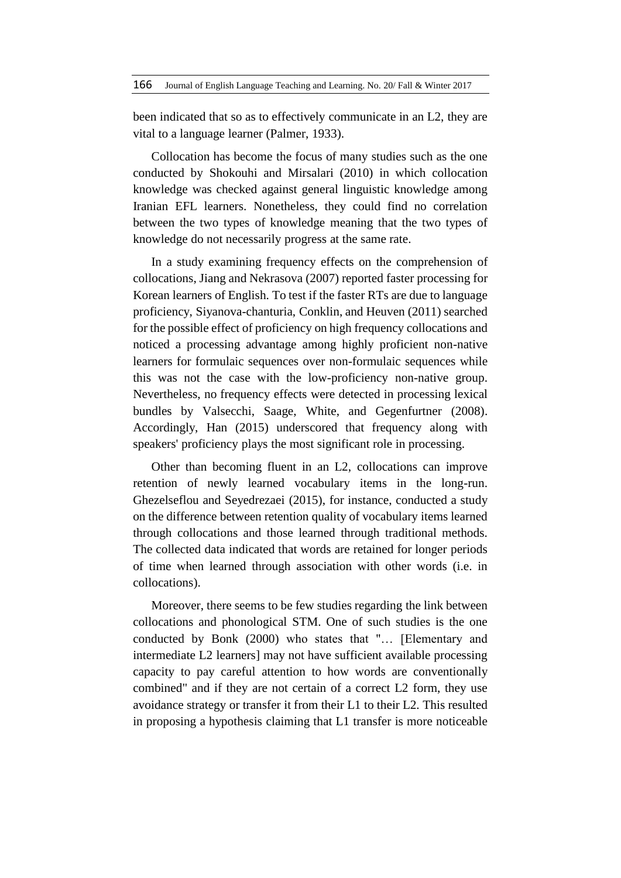been indicated that so as to effectively communicate in an L2, they are vital to a language learner (Palmer, 1933).

Collocation has become the focus of many studies such as the one conducted by Shokouhi and Mirsalari (2010) in which collocation knowledge was checked against general linguistic knowledge among Iranian EFL learners. Nonetheless, they could find no correlation between the two types of knowledge meaning that the two types of knowledge do not necessarily progress at the same rate.

In a study examining frequency effects on the comprehension of collocations, Jiang and Nekrasova (2007) reported faster processing for Korean learners of English. To test if the faster RTs are due to language proficiency, Siyanova-chanturia, Conklin, and Heuven (2011) searched for the possible effect of proficiency on high frequency collocations and noticed a processing advantage among highly proficient non-native learners for formulaic sequences over non-formulaic sequences while this was not the case with the low-proficiency non-native group. Nevertheless, no frequency effects were detected in processing lexical bundles by Valsecchi, Saage, White, and Gegenfurtner (2008). Accordingly, Han (2015) underscored that frequency along with speakers' proficiency plays the most significant role in processing.

Other than becoming fluent in an L2, collocations can improve retention of newly learned vocabulary items in the long-run. Ghezelseflou and Seyedrezaei (2015), for instance, conducted a study on the difference between retention quality of vocabulary items learned through collocations and those learned through traditional methods. The collected data indicated that words are retained for longer periods of time when learned through association with other words (i.e. in collocations).

Moreover, there seems to be few studies regarding the link between collocations and phonological STM. One of such studies is the one conducted by Bonk (2000) who states that "… [Elementary and intermediate L2 learners] may not have sufficient available processing capacity to pay careful attention to how words are conventionally combined" and if they are not certain of a correct L2 form, they use avoidance strategy or transfer it from their L1 to their L2. This resulted in proposing a hypothesis claiming that L1 transfer is more noticeable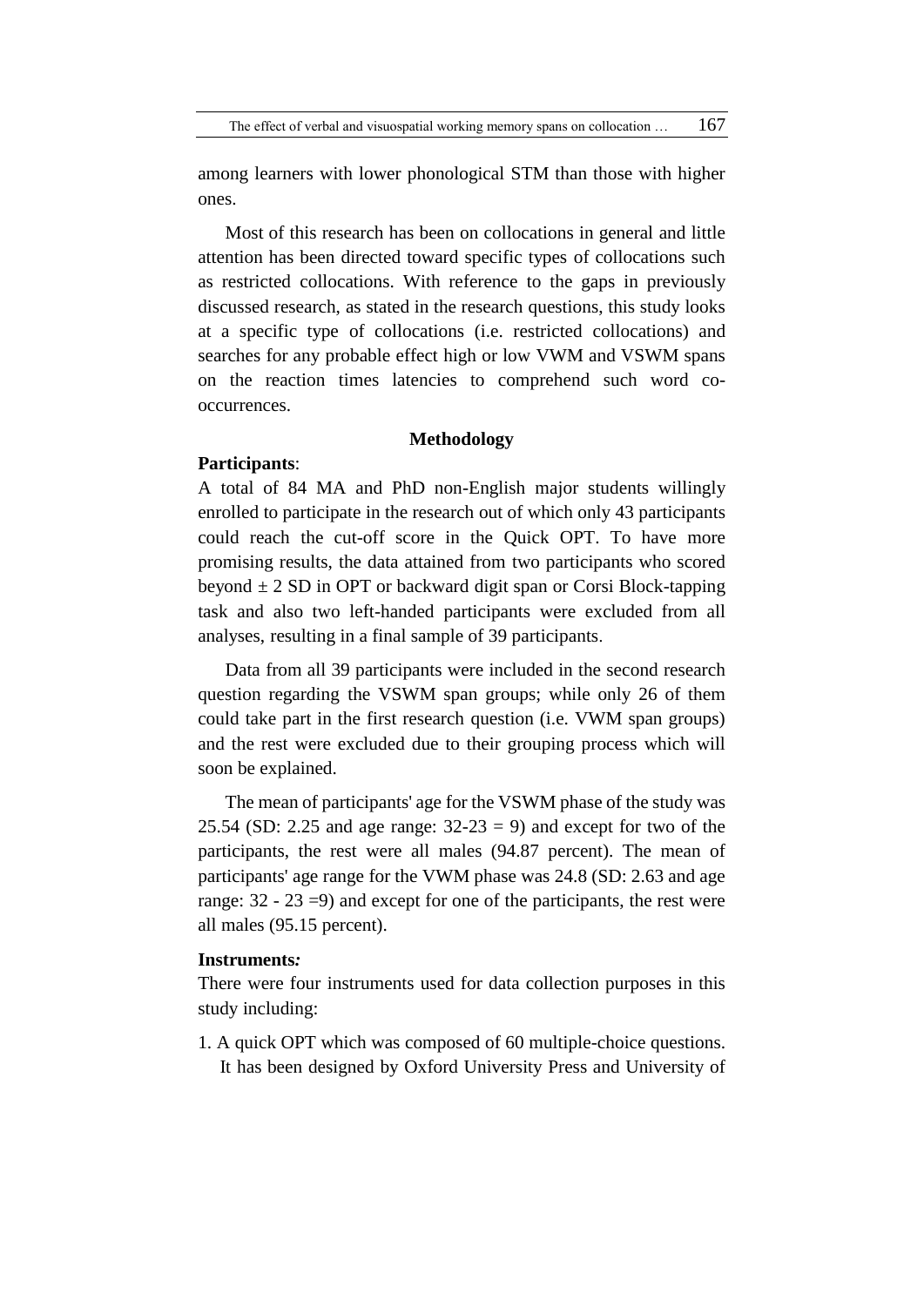among learners with lower phonological STM than those with higher ones.

Most of this research has been on collocations in general and little attention has been directed toward specific types of collocations such as restricted collocations. With reference to the gaps in previously discussed research, as stated in the research questions, this study looks at a specific type of collocations (i.e. restricted collocations) and searches for any probable effect high or low VWM and VSWM spans on the reaction times latencies to comprehend such word co-occurrences.

## Methodology

**Participants**:

A total of 84 MA and PhD non-English major students willingly enrolled to participate in the research out of which only 43 participants could reach the cut-off score in the Quick OPT. To have more promising results, the data attained from two participants who scored beyond ± 2 SD in OPT or backward digit span or Corsi Block-tapping task and also two left-handed participants were excluded from all analyses, resulting in a final sample of 39 participants.

Data from all 39 participants were included in the second research question regarding the VSWM span groups; while only 26 of them could take part in the first research question (i.e. VWM span groups) and the rest were excluded due to their grouping process which will soon be explained.

The mean of participants' age for the VSWM phase of the study was 25.54 (SD: 2.25 and age range: 32-23 = 9) and except for two of the participants, the rest were all males (94.87 percent). The mean of participants' age range for the VWM phase was 24.8 (SD: 2.63 and age range: 32 - 23 =9) and except for one of the participants, the rest were all males (95.15 percent).

***Instruments:***

There were four instruments used for data collection purposes in this study including:

1. A quick OPT which was composed of 60 multiple-choice questions. It has been designed by Oxford University Press and University of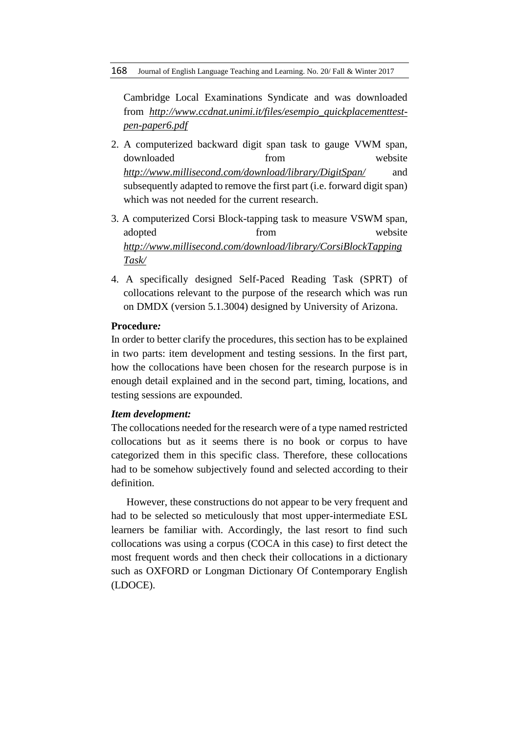Cambridge Local Examinations Syndicate and was downloaded from *http://www.ccdnat.unimi.it/files/esempio_quickplacementtest-pen-paper6.pdf*

2. A computerized backward digit span task to gauge VWM span, downloaded from website *http://www.millisecond.com/download/library/DigitSpan/* and subsequently adapted to remove the first part (i.e. forward digit span) which was not needed for the current research.
3. A computerized Corsi Block-tapping task to measure VSWM span, adopted from website *http://www.millisecond.com/download/library/CorsiBlockTappingTask/*
4. A specifically designed Self-Paced Reading Task (SPRT) of collocations relevant to the purpose of the research which was run on DMDX (version 5.1.3004) designed by University of Arizona.

**Procedure*:***

In order to better clarify the procedures, this section has to be explained in two parts: item development and testing sessions. In the first part, how the collocations have been chosen for the research purpose is in enough detail explained and in the second part, timing, locations, and testing sessions are expounded.

***Item development:***

The collocations needed for the research were of a type named restricted collocations but as it seems there is no book or corpus to have categorized them in this specific class. Therefore, these collocations had to be somehow subjectively found and selected according to their definition.

However, these constructions do not appear to be very frequent and had to be selected so meticulously that most upper-intermediate ESL learners be familiar with. Accordingly, the last resort to find such collocations was using a corpus (COCA in this case) to first detect the most frequent words and then check their collocations in a dictionary such as OXFORD or Longman Dictionary Of Contemporary English (LDOCE).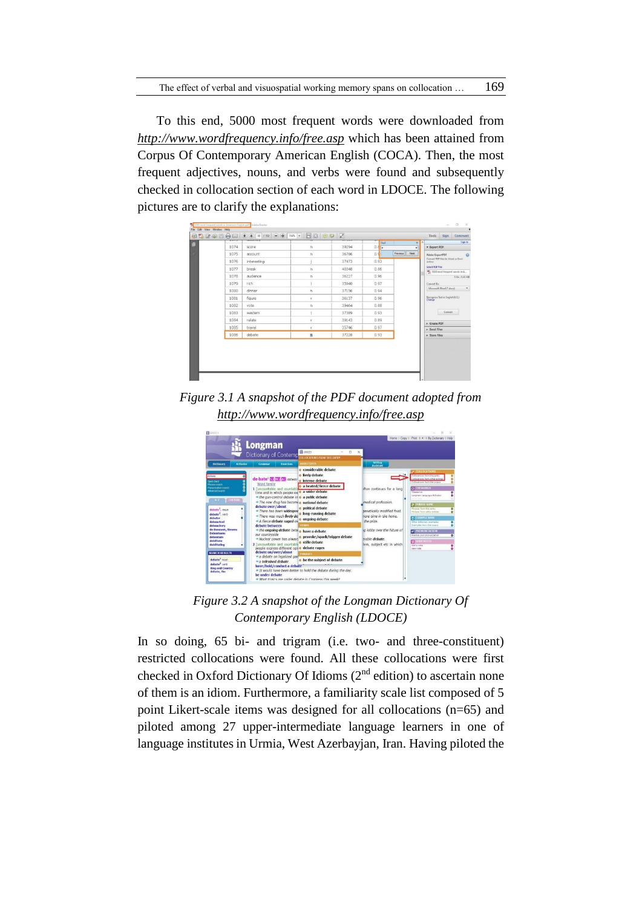To this end, 5000 most frequent words were downloaded from *http://www.wordfrequency.info/free.asp* which has been attained from Corpus Of Contemporary American English (COCA). Then, the most frequent adjectives, nouns, and verbs were found and subsequently checked in collocation section of each word in LDOCE. The following pictures are to clarify the explanations:

*Figure 3.1 A snapshot of the PDF document adopted from http://www.wordfrequency.info/free.asp*

*Figure 3.2 A snapshot of the Longman Dictionary Of Contemporary English (LDOCE)*

In so doing, 65 bi- and trigram (i.e. two- and three-constituent) restricted collocations were found. All these collocations were first checked in Oxford Dictionary Of Idioms (2nd edition) to ascertain none of them is an idiom. Furthermore, a familiarity scale list composed of 5 point Likert-scale items was designed for all collocations (n=65) and piloted among 27 upper-intermediate language learners in one of language institutes in Urmia, West Azerbayjan, Iran. Having piloted the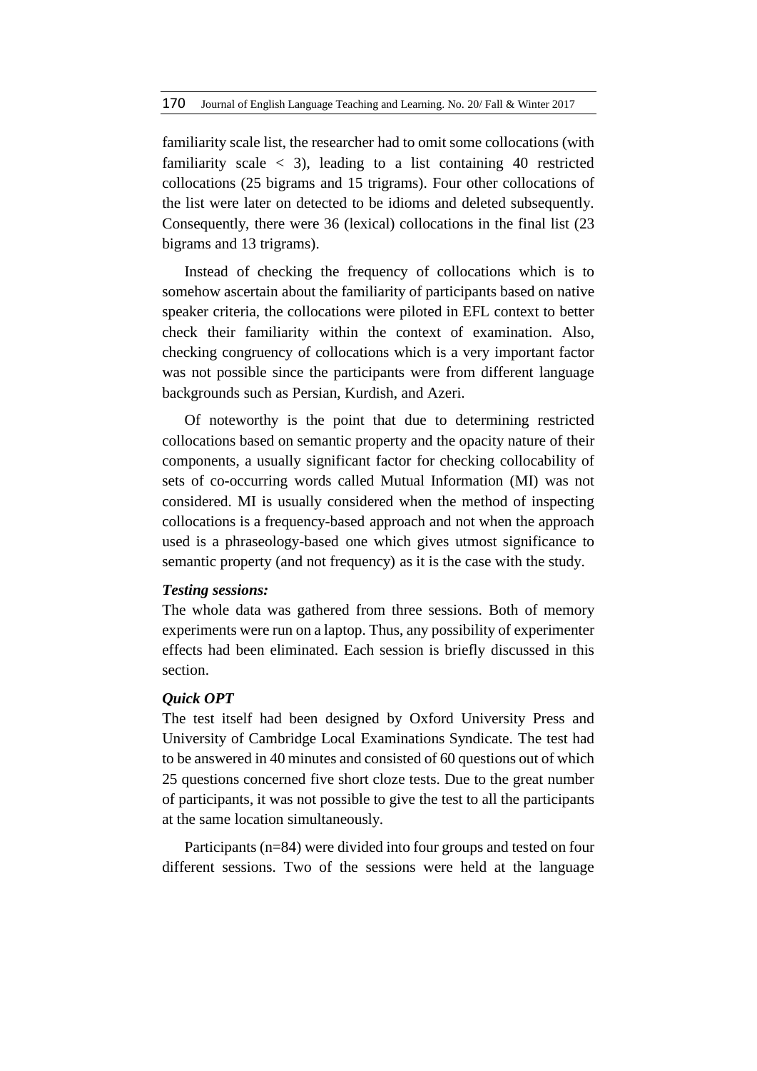familiarity scale list, the researcher had to omit some collocations (with familiarity scale < 3), leading to a list containing 40 restricted collocations (25 bigrams and 15 trigrams). Four other collocations of the list were later on detected to be idioms and deleted subsequently. Consequently, there were 36 (lexical) collocations in the final list (23 bigrams and 13 trigrams).

Instead of checking the frequency of collocations which is to somehow ascertain about the familiarity of participants based on native speaker criteria, the collocations were piloted in EFL context to better check their familiarity within the context of examination. Also, checking congruency of collocations which is a very important factor was not possible since the participants were from different language backgrounds such as Persian, Kurdish, and Azeri.

Of noteworthy is the point that due to determining restricted collocations based on semantic property and the opacity nature of their components, a usually significant factor for checking collocability of sets of co-occurring words called Mutual Information (MI) was not considered. MI is usually considered when the method of inspecting collocations is a frequency-based approach and not when the approach used is a phraseology-based one which gives utmost significance to semantic property (and not frequency) as it is the case with the study.

***Testing sessions:***

The whole data was gathered from three sessions. Both of memory experiments were run on a laptop. Thus, any possibility of experimenter effects had been eliminated. Each session is briefly discussed in this section.

***Quick OPT***

The test itself had been designed by Oxford University Press and University of Cambridge Local Examinations Syndicate. The test had to be answered in 40 minutes and consisted of 60 questions out of which 25 questions concerned five short cloze tests. Due to the great number of participants, it was not possible to give the test to all the participants at the same location simultaneously.

Participants (n=84) were divided into four groups and tested on four different sessions. Two of the sessions were held at the language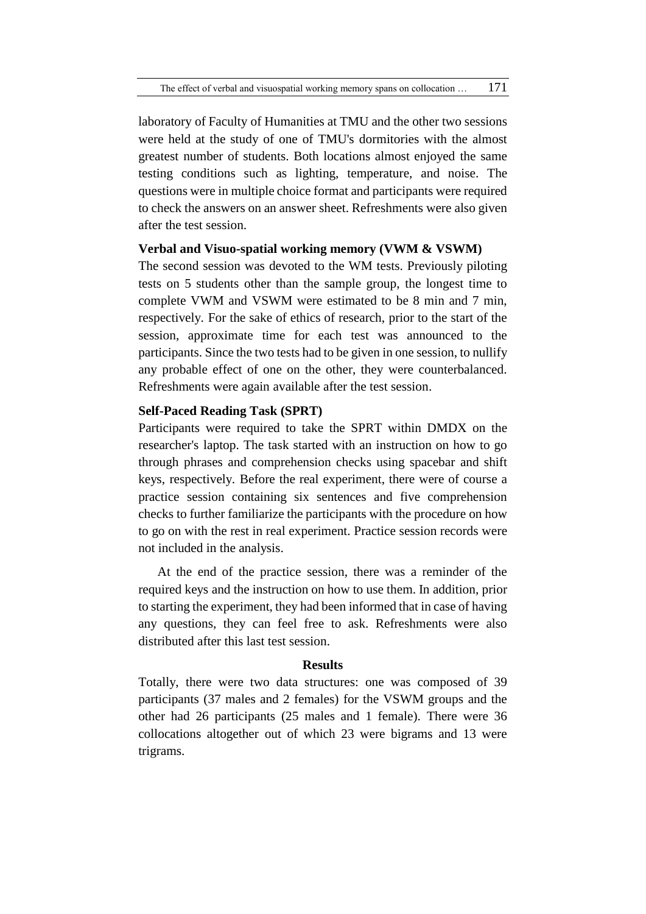laboratory of Faculty of Humanities at TMU and the other two sessions were held at the study of one of TMU's dormitories with the almost greatest number of students. Both locations almost enjoyed the same testing conditions such as lighting, temperature, and noise. The questions were in multiple choice format and participants were required to check the answers on an answer sheet. Refreshments were also given after the test session.

**Verbal and Visuo-spatial working memory (VWM & VSWM)**

The second session was devoted to the WM tests. Previously piloting tests on 5 students other than the sample group, the longest time to complete VWM and VSWM were estimated to be 8 min and 7 min, respectively. For the sake of ethics of research, prior to the start of the session, approximate time for each test was announced to the participants. Since the two tests had to be given in one session, to nullify any probable effect of one on the other, they were counterbalanced. Refreshments were again available after the test session.

**Self-Paced Reading Task (SPRT)**

Participants were required to take the SPRT within DMDX on the researcher's laptop. The task started with an instruction on how to go through phrases and comprehension checks using spacebar and shift keys, respectively. Before the real experiment, there were of course a practice session containing six sentences and five comprehension checks to further familiarize the participants with the procedure on how to go on with the rest in real experiment. Practice session records were not included in the analysis.

At the end of the practice session, there was a reminder of the required keys and the instruction on how to use them. In addition, prior to starting the experiment, they had been informed that in case of having any questions, they can feel free to ask. Refreshments were also distributed after this last test session.

## Results

Totally, there were two data structures: one was composed of 39 participants (37 males and 2 females) for the VSWM groups and the other had 26 participants (25 males and 1 female). There were 36 collocations altogether out of which 23 were bigrams and 13 were trigrams.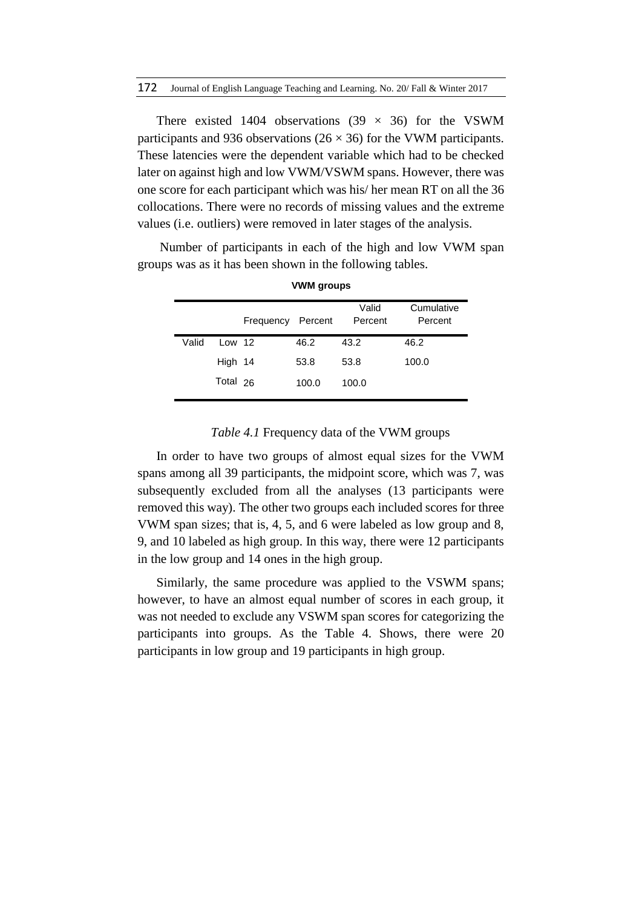There existed 1404 observations ($39 \times 36$) for the VSWM participants and 936 observations ($26 \times 36$) for the VWM participants. These latencies were the dependent variable which had to be checked later on against high and low VWM/VSWM spans. However, there was one score for each participant which was his/ her mean RT on all the 36 collocations. There were no records of missing values and the extreme values (i.e. outliers) were removed in later stages of the analysis.

Number of participants in each of the high and low VWM span groups was as it has been shown in the following tables.

**VWM groups**

| | | Frequency | Percent | Valid Percent | Cumulative Percent |
|---|---|---|---|---|---|
| Valid | Low | 12 | 46.2 | 43.2 | 46.2 |
| | High | 14 | 53.8 | 53.8 | 100.0 |
| | Total | 26 | 100.0 | 100.0 | |

*Table 4.1* Frequency data of the VWM groups

In order to have two groups of almost equal sizes for the VWM spans among all 39 participants, the midpoint score, which was 7, was subsequently excluded from all the analyses (13 participants were removed this way). The other two groups each included scores for three VWM span sizes; that is, 4, 5, and 6 were labeled as low group and 8, 9, and 10 labeled as high group. In this way, there were 12 participants in the low group and 14 ones in the high group.

Similarly, the same procedure was applied to the VSWM spans; however, to have an almost equal number of scores in each group, it was not needed to exclude any VSWM span scores for categorizing the participants into groups. As the Table 4. Shows, there were 20 participants in low group and 19 participants in high group.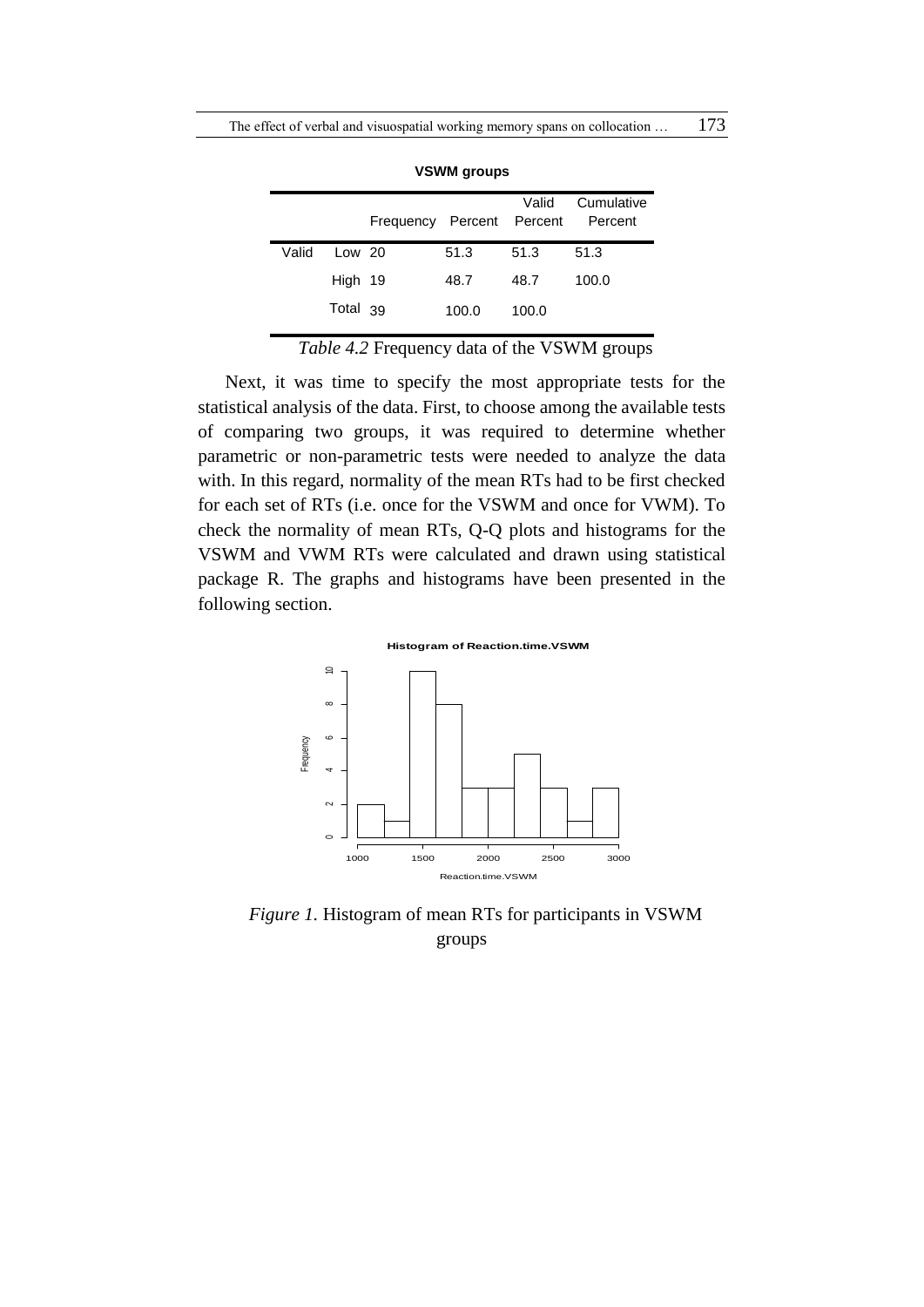**VSWM groups**

| | | Frequency | Percent | Valid Percent | Cumulative Percent |
|---|---|---|---|---|---|
| Valid | Low | 20 | 51.3 | 51.3 | 51.3 |
| | High | 19 | 48.7 | 48.7 | 100.0 |
| | Total | 39 | 100.0 | 100.0 | |

*Table 4.2* Frequency data of the VSWM groups

Next, it was time to specify the most appropriate tests for the statistical analysis of the data. First, to choose among the available tests of comparing two groups, it was required to determine whether parametric or non-parametric tests were needed to analyze the data with. In this regard, normality of the mean RTs had to be first checked for each set of RTs (i.e. once for the VSWM and once for VWM). To check the normality of mean RTs, Q-Q plots and histograms for the VSWM and VWM RTs were calculated and drawn using statistical package R. The graphs and histograms have been presented in the following section.

*Figure 1.* Histogram of mean RTs for participants in VSWM groups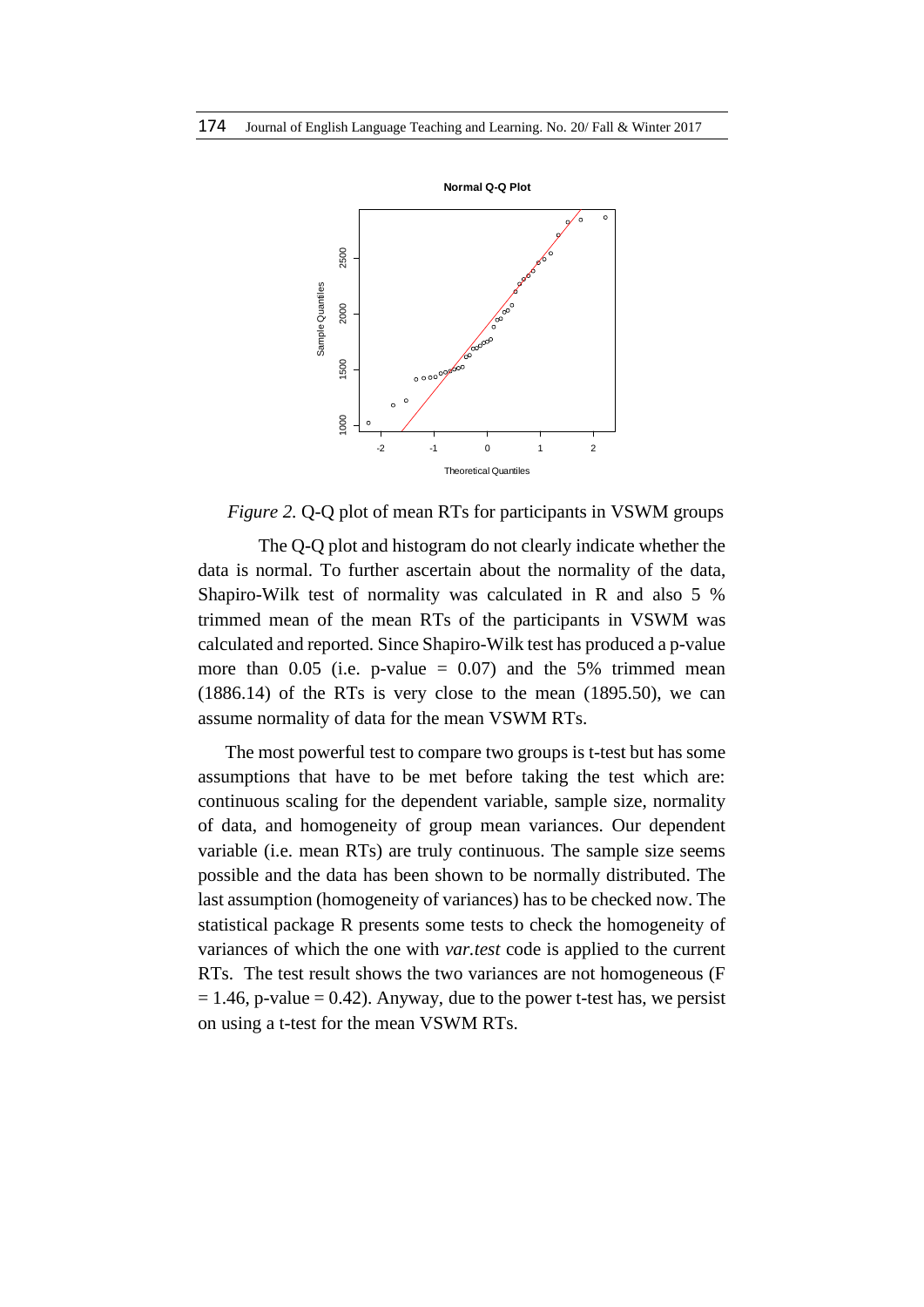*Figure 2.* Q-Q plot of mean RTs for participants in VSWM groups

The Q-Q plot and histogram do not clearly indicate whether the data is normal. To further ascertain about the normality of the data, Shapiro-Wilk test of normality was calculated in R and also 5 % trimmed mean of the mean RTs of the participants in VSWM was calculated and reported. Since Shapiro-Wilk test has produced a p-value more than 0.05 (i.e. p-value = 0.07) and the 5% trimmed mean (1886.14) of the RTs is very close to the mean (1895.50), we can assume normality of data for the mean VSWM RTs.

The most powerful test to compare two groups is t-test but has some assumptions that have to be met before taking the test which are: continuous scaling for the dependent variable, sample size, normality of data, and homogeneity of group mean variances. Our dependent variable (i.e. mean RTs) are truly continuous. The sample size seems possible and the data has been shown to be normally distributed. The last assumption (homogeneity of variances) has to be checked now. The statistical package R presents some tests to check the homogeneity of variances of which the one with *var.test* code is applied to the current RTs. The test result shows the two variances are not homogeneous ($F = 1.46$, p-value = 0.42). Anyway, due to the power t-test has, we persist on using a t-test for the mean VSWM RTs.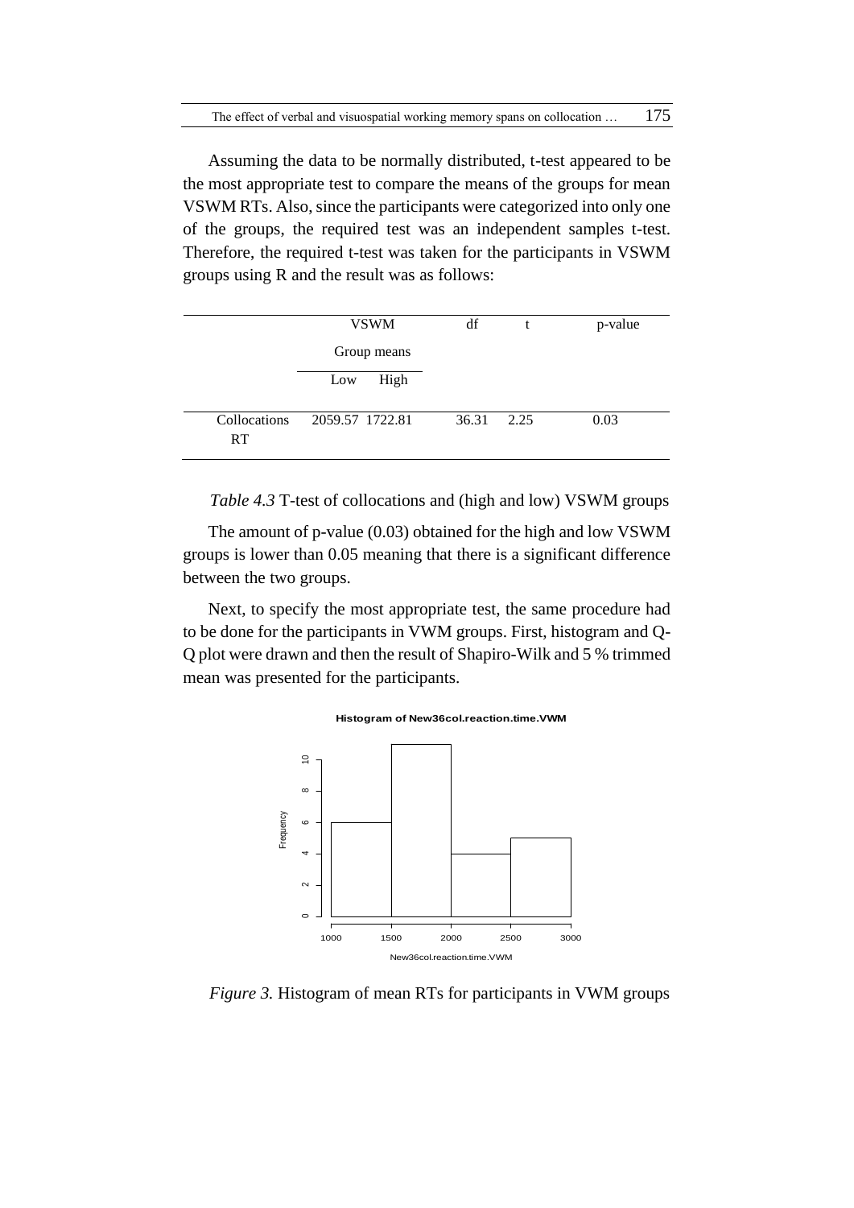Assuming the data to be normally distributed, t-test appeared to be the most appropriate test to compare the means of the groups for mean VSWM RTs. Also, since the participants were categorized into only one of the groups, the required test was an independent samples t-test. Therefore, the required t-test was taken for the participants in VSWM groups using R and the result was as follows:

| | VSWM Group means | | df | t | p-value |
|---|---|---|---|---|---|
| | Low | High | | | |
| Collocations RT | 2059.57 | 1722.81 | 36.31 | 2.25 | 0.03 |

*Table 4.3* T-test of collocations and (high and low) VSWM groups

The amount of p-value (0.03) obtained for the high and low VSWM groups is lower than 0.05 meaning that there is a significant difference between the two groups.

Next, to specify the most appropriate test, the same procedure had to be done for the participants in VWM groups. First, histogram and Q-Q plot were drawn and then the result of Shapiro-Wilk and 5 % trimmed mean was presented for the participants.

*Figure 3.* Histogram of mean RTs for participants in VWM groups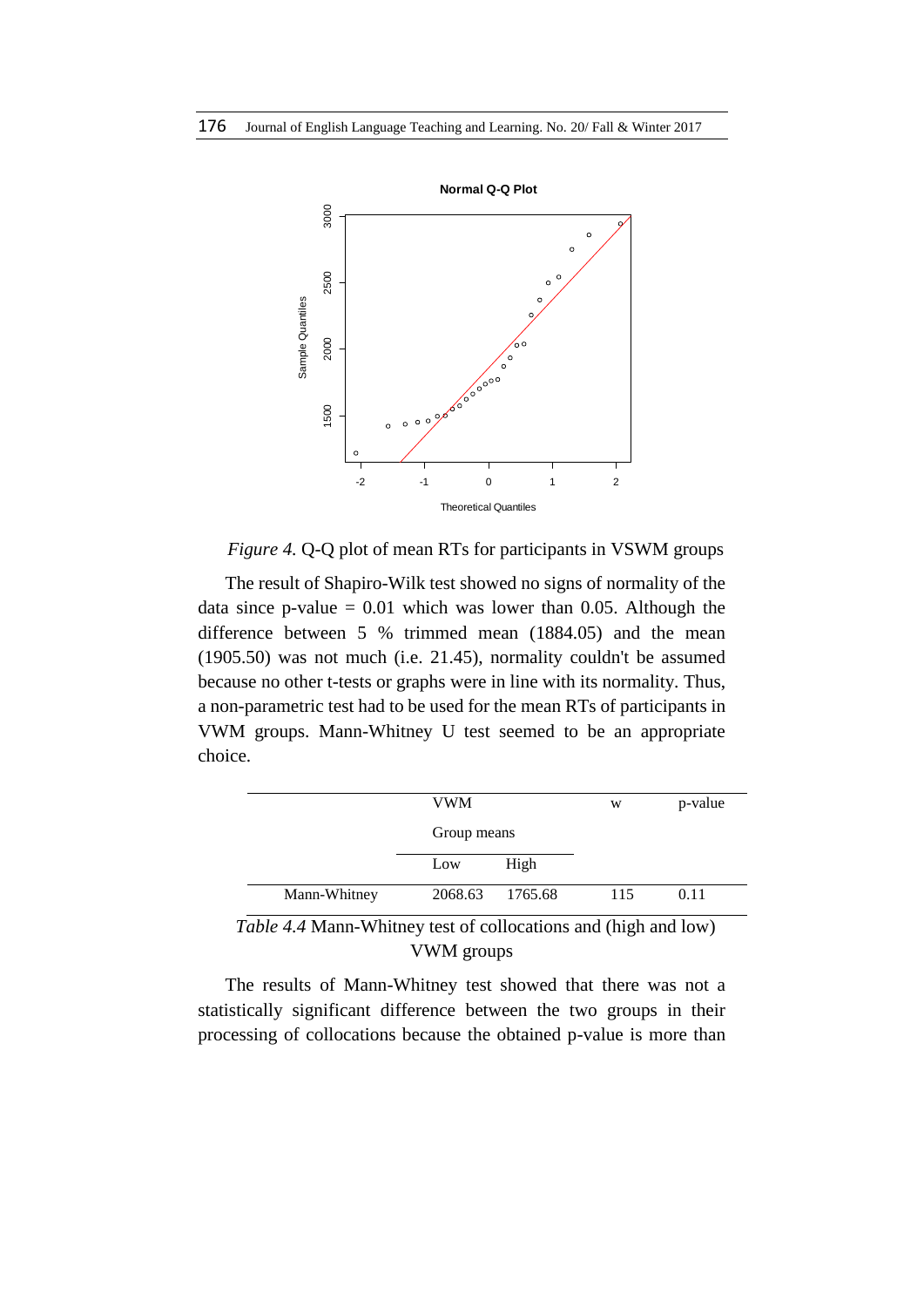*Figure 4.* Q-Q plot of mean RTs for participants in VSWM groups

The result of Shapiro-Wilk test showed no signs of normality of the data since p-value = 0.01 which was lower than 0.05. Although the difference between 5 % trimmed mean (1884.05) and the mean (1905.50) was not much (i.e. 21.45), normality couldn't be assumed because no other t-tests or graphs were in line with its normality. Thus, a non-parametric test had to be used for the mean RTs of participants in VWM groups. Mann-Whitney U test seemed to be an appropriate choice.

| | VWM Group means | | w | p-value |
|---|---|---|---|---|
| | Low | High | | |
| Mann-Whitney | 2068.63 | 1765.68 | 115 | 0.11 |

*Table 4.4* Mann-Whitney test of collocations and (high and low) VWM groups

The results of Mann-Whitney test showed that there was not a statistically significant difference between the two groups in their processing of collocations because the obtained p-value is more than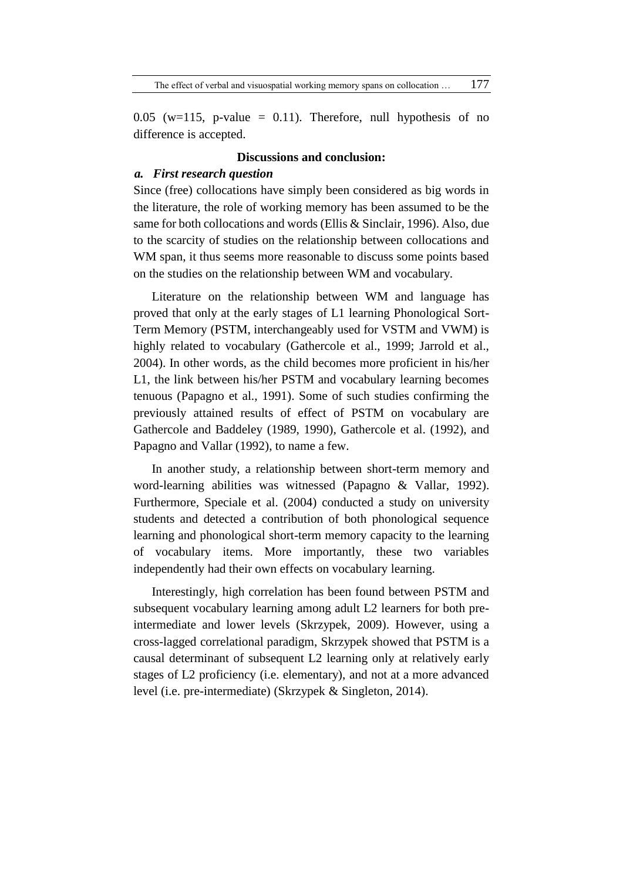0.05 (w=115, p-value = 0.11). Therefore, null hypothesis of no difference is accepted.

## Discussions and conclusion:

### *a. First research question*

Since (free) collocations have simply been considered as big words in the literature, the role of working memory has been assumed to be the same for both collocations and words (Ellis & Sinclair, 1996). Also, due to the scarcity of studies on the relationship between collocations and WM span, it thus seems more reasonable to discuss some points based on the studies on the relationship between WM and vocabulary.

Literature on the relationship between WM and language has proved that only at the early stages of L1 learning Phonological Sort-Term Memory (PSTM, interchangeably used for VSTM and VWM) is highly related to vocabulary (Gathercole et al., 1999; Jarrold et al., 2004). In other words, as the child becomes more proficient in his/her L1, the link between his/her PSTM and vocabulary learning becomes tenuous (Papagno et al., 1991). Some of such studies confirming the previously attained results of effect of PSTM on vocabulary are Gathercole and Baddeley (1989, 1990), Gathercole et al. (1992), and Papagno and Vallar (1992), to name a few.

In another study, a relationship between short-term memory and word-learning abilities was witnessed (Papagno & Vallar, 1992). Furthermore, Speciale et al. (2004) conducted a study on university students and detected a contribution of both phonological sequence learning and phonological short-term memory capacity to the learning of vocabulary items. More importantly, these two variables independently had their own effects on vocabulary learning.

Interestingly, high correlation has been found between PSTM and subsequent vocabulary learning among adult L2 learners for both pre-intermediate and lower levels (Skrzypek, 2009). However, using a cross-lagged correlational paradigm, Skrzypek showed that PSTM is a causal determinant of subsequent L2 learning only at relatively early stages of L2 proficiency (i.e. elementary), and not at a more advanced level (i.e. pre-intermediate) (Skrzypek & Singleton, 2014).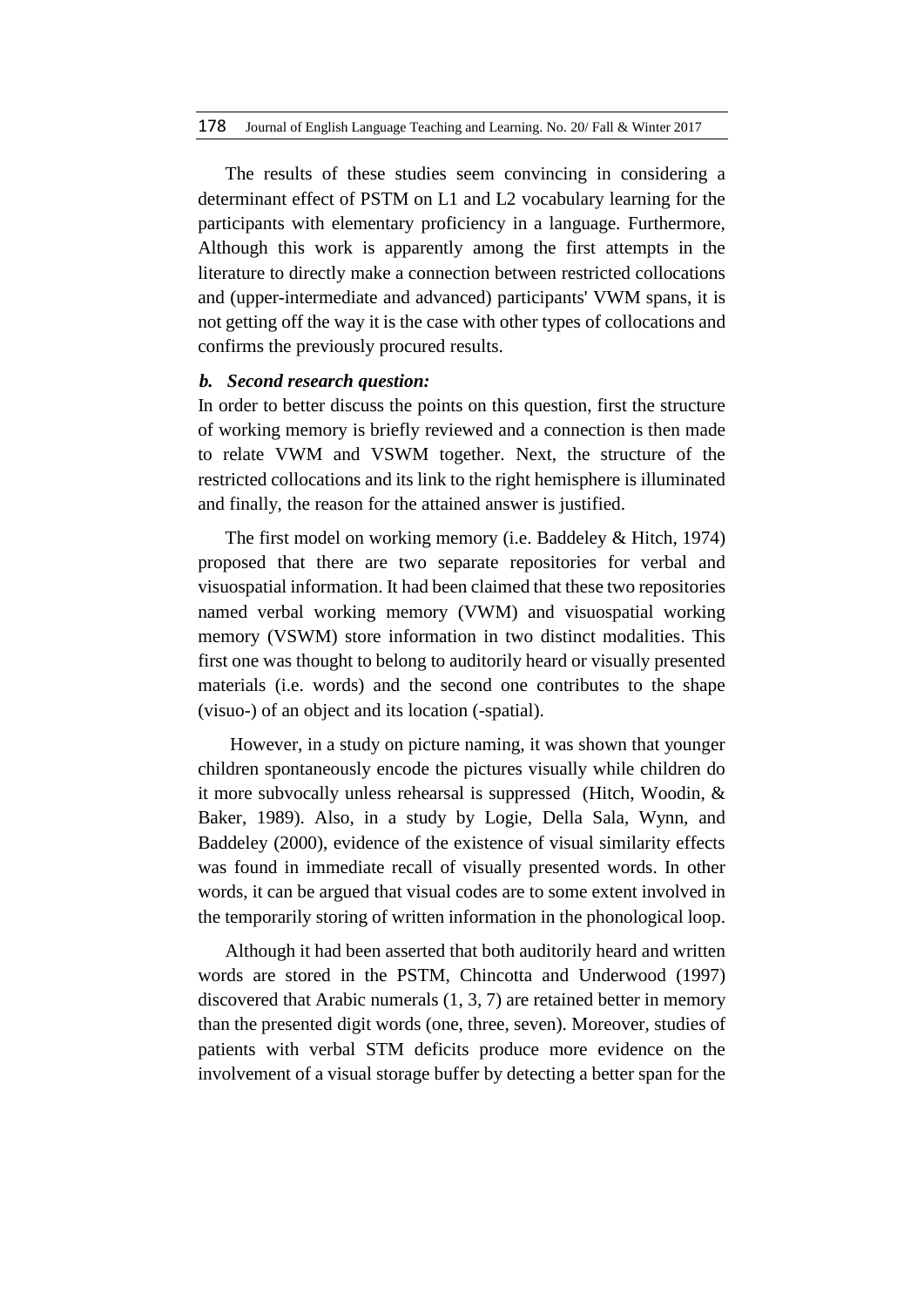The results of these studies seem convincing in considering a determinant effect of PSTM on L1 and L2 vocabulary learning for the participants with elementary proficiency in a language. Furthermore, Although this work is apparently among the first attempts in the literature to directly make a connection between restricted collocations and (upper-intermediate and advanced) participants' VWM spans, it is not getting off the way it is the case with other types of collocations and confirms the previously procured results.

***b. Second research question:***

In order to better discuss the points on this question, first the structure of working memory is briefly reviewed and a connection is then made to relate VWM and VSWM together. Next, the structure of the restricted collocations and its link to the right hemisphere is illuminated and finally, the reason for the attained answer is justified.

The first model on working memory (i.e. Baddeley & Hitch, 1974) proposed that there are two separate repositories for verbal and visuospatial information. It had been claimed that these two repositories named verbal working memory (VWM) and visuospatial working memory (VSWM) store information in two distinct modalities. This first one was thought to belong to auditorily heard or visually presented materials (i.e. words) and the second one contributes to the shape (visuo-) of an object and its location (-spatial).

However, in a study on picture naming, it was shown that younger children spontaneously encode the pictures visually while children do it more subvocally unless rehearsal is suppressed (Hitch, Woodin, & Baker, 1989). Also, in a study by Logie, Della Sala, Wynn, and Baddeley (2000), evidence of the existence of visual similarity effects was found in immediate recall of visually presented words. In other words, it can be argued that visual codes are to some extent involved in the temporarily storing of written information in the phonological loop.

Although it had been asserted that both auditorily heard and written words are stored in the PSTM, Chincotta and Underwood (1997) discovered that Arabic numerals (1, 3, 7) are retained better in memory than the presented digit words (one, three, seven). Moreover, studies of patients with verbal STM deficits produce more evidence on the involvement of a visual storage buffer by detecting a better span for the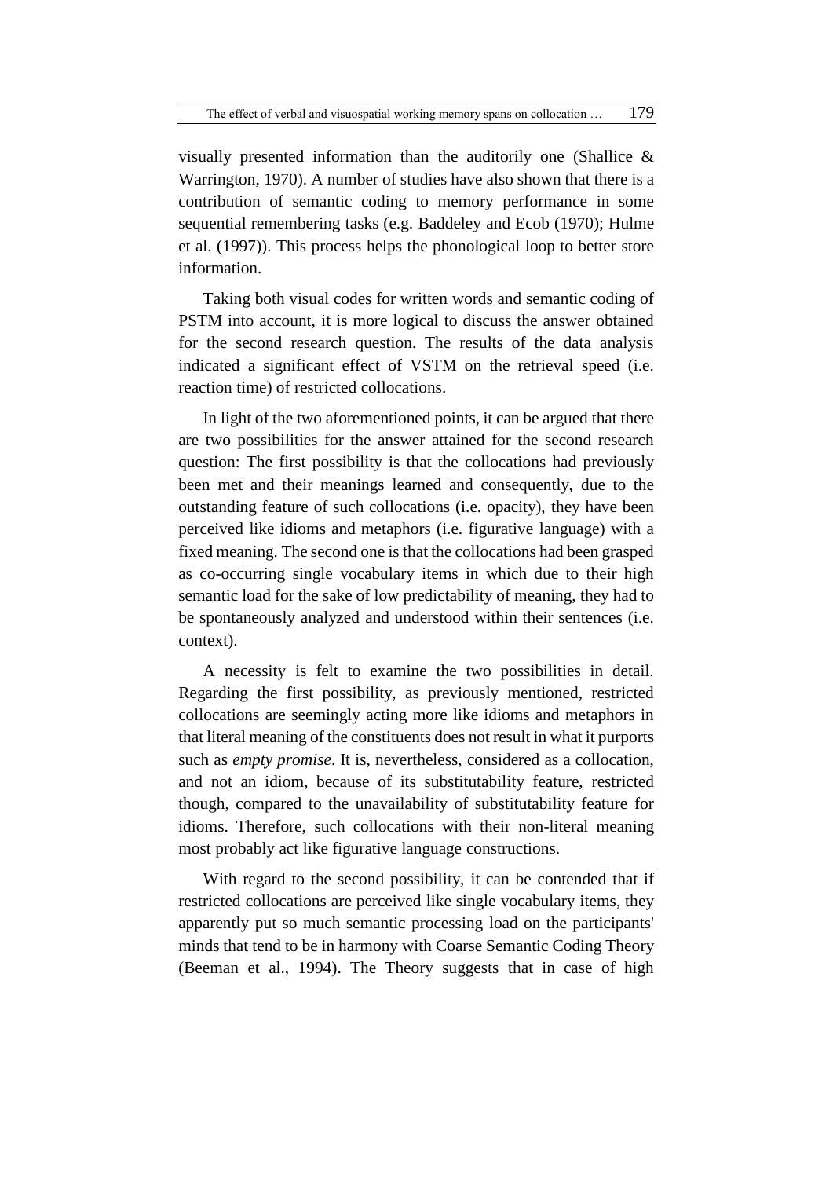visually presented information than the auditorily one (Shallice & Warrington, 1970). A number of studies have also shown that there is a contribution of semantic coding to memory performance in some sequential remembering tasks (e.g. Baddeley and Ecob (1970); Hulme et al. (1997)). This process helps the phonological loop to better store information.

Taking both visual codes for written words and semantic coding of PSTM into account, it is more logical to discuss the answer obtained for the second research question. The results of the data analysis indicated a significant effect of VSTM on the retrieval speed (i.e. reaction time) of restricted collocations.

In light of the two aforementioned points, it can be argued that there are two possibilities for the answer attained for the second research question: The first possibility is that the collocations had previously been met and their meanings learned and consequently, due to the outstanding feature of such collocations (i.e. opacity), they have been perceived like idioms and metaphors (i.e. figurative language) with a fixed meaning. The second one is that the collocations had been grasped as co-occurring single vocabulary items in which due to their high semantic load for the sake of low predictability of meaning, they had to be spontaneously analyzed and understood within their sentences (i.e. context).

A necessity is felt to examine the two possibilities in detail. Regarding the first possibility, as previously mentioned, restricted collocations are seemingly acting more like idioms and metaphors in that literal meaning of the constituents does not result in what it purports such as *empty promise*. It is, nevertheless, considered as a collocation, and not an idiom, because of its substitutability feature, restricted though, compared to the unavailability of substitutability feature for idioms. Therefore, such collocations with their non-literal meaning most probably act like figurative language constructions.

With regard to the second possibility, it can be contended that if restricted collocations are perceived like single vocabulary items, they apparently put so much semantic processing load on the participants' minds that tend to be in harmony with Coarse Semantic Coding Theory (Beeman et al., 1994). The Theory suggests that in case of high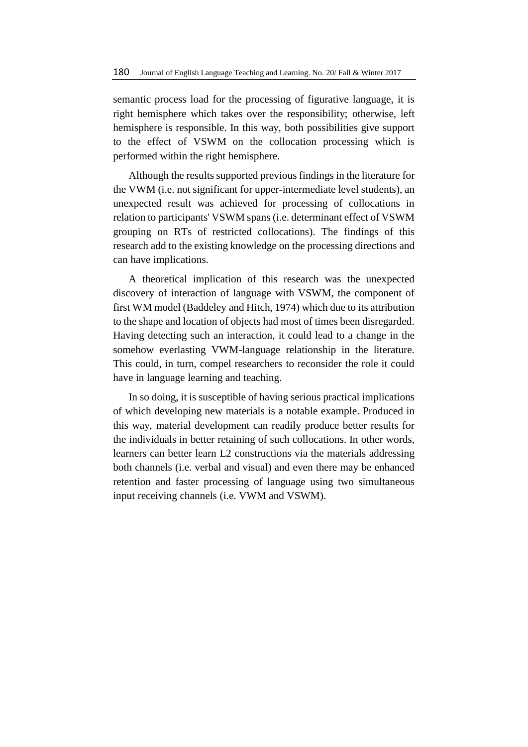semantic process load for the processing of figurative language, it is right hemisphere which takes over the responsibility; otherwise, left hemisphere is responsible. In this way, both possibilities give support to the effect of VSWM on the collocation processing which is performed within the right hemisphere.

Although the results supported previous findings in the literature for the VWM (i.e. not significant for upper-intermediate level students), an unexpected result was achieved for processing of collocations in relation to participants' VSWM spans (i.e. determinant effect of VSWM grouping on RTs of restricted collocations). The findings of this research add to the existing knowledge on the processing directions and can have implications.

A theoretical implication of this research was the unexpected discovery of interaction of language with VSWM, the component of first WM model (Baddeley and Hitch, 1974) which due to its attribution to the shape and location of objects had most of times been disregarded. Having detecting such an interaction, it could lead to a change in the somehow everlasting VWM-language relationship in the literature. This could, in turn, compel researchers to reconsider the role it could have in language learning and teaching.

In so doing, it is susceptible of having serious practical implications of which developing new materials is a notable example. Produced in this way, material development can readily produce better results for the individuals in better retaining of such collocations. In other words, learners can better learn L2 constructions via the materials addressing both channels (i.e. verbal and visual) and even there may be enhanced retention and faster processing of language using two simultaneous input receiving channels (i.e. VWM and VSWM).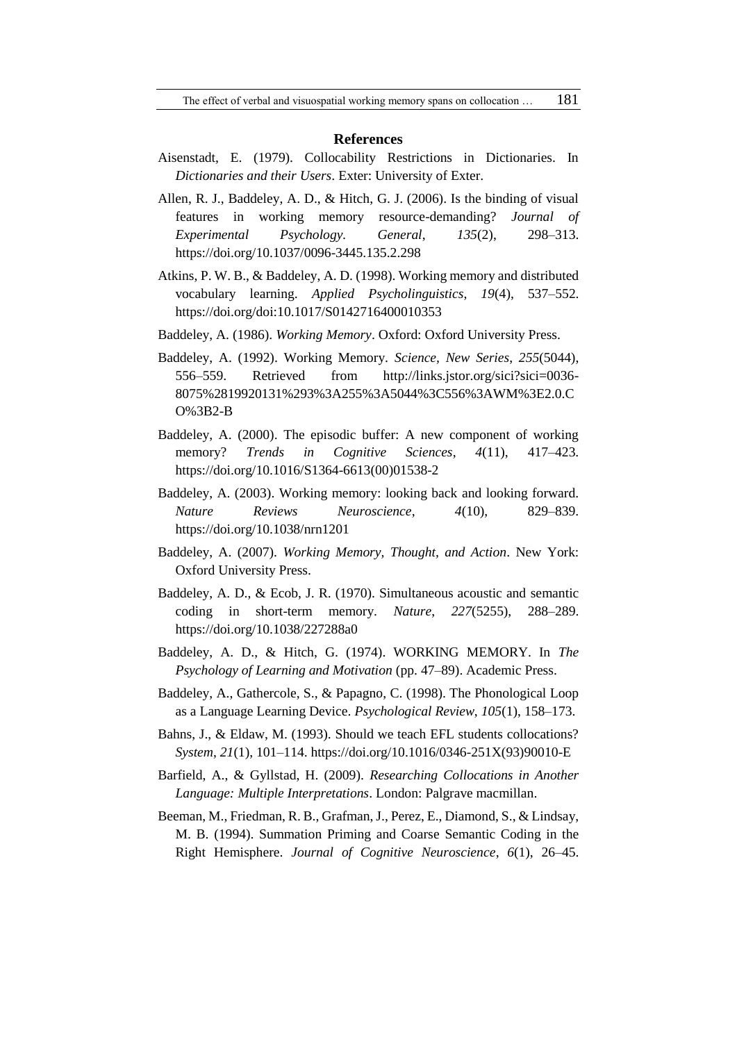## References

Aisenstadt, E. (1979). Collocability Restrictions in Dictionaries. In *Dictionaries and their Users*. Exter: University of Exter.

Allen, R. J., Baddeley, A. D., & Hitch, G. J. (2006). Is the binding of visual features in working memory resource-demanding? *Journal of Experimental Psychology. General*, *135*(2), 298–313. https://doi.org/10.1037/0096-3445.135.2.298

Atkins, P. W. B., & Baddeley, A. D. (1998). Working memory and distributed vocabulary learning. *Applied Psycholinguistics*, *19*(4), 537–552. https://doi.org/doi:10.1017/S0142716400010353

Baddeley, A. (1986). *Working Memory*. Oxford: Oxford University Press.

Baddeley, A. (1992). Working Memory. *Science, New Series*, *255*(5044), 556–559. Retrieved from http://links.jstor.org/sici?sici=0036-8075%2819920131%293%3A255%3A5044%3C556%3AWM%3E2.0.CO%3B2-B

Baddeley, A. (2000). The episodic buffer: A new component of working memory? *Trends in Cognitive Sciences*, *4*(11), 417–423. https://doi.org/10.1016/S1364-6613(00)01538-2

Baddeley, A. (2003). Working memory: looking back and looking forward. *Nature Reviews Neuroscience*, *4*(10), 829–839. https://doi.org/10.1038/nrn1201

Baddeley, A. (2007). *Working Memory, Thought, and Action*. New York: Oxford University Press.

Baddeley, A. D., & Ecob, J. R. (1970). Simultaneous acoustic and semantic coding in short-term memory. *Nature*, *227*(5255), 288–289. https://doi.org/10.1038/227288a0

Baddeley, A. D., & Hitch, G. (1974). WORKING MEMORY. In *The Psychology of Learning and Motivation* (pp. 47–89). Academic Press.

Baddeley, A., Gathercole, S., & Papagno, C. (1998). The Phonological Loop as a Language Learning Device. *Psychological Review*, *105*(1), 158–173.

Bahns, J., & Eldaw, M. (1993). Should we teach EFL students collocations? *System*, *21*(1), 101–114. https://doi.org/10.1016/0346-251X(93)90010-E

Barfield, A., & Gyllstad, H. (2009). *Researching Collocations in Another Language: Multiple Interpretations*. London: Palgrave macmillan.

Beeman, M., Friedman, R. B., Grafman, J., Perez, E., Diamond, S., & Lindsay, M. B. (1994). Summation Priming and Coarse Semantic Coding in the Right Hemisphere. *Journal of Cognitive Neuroscience*, *6*(1), 26–45.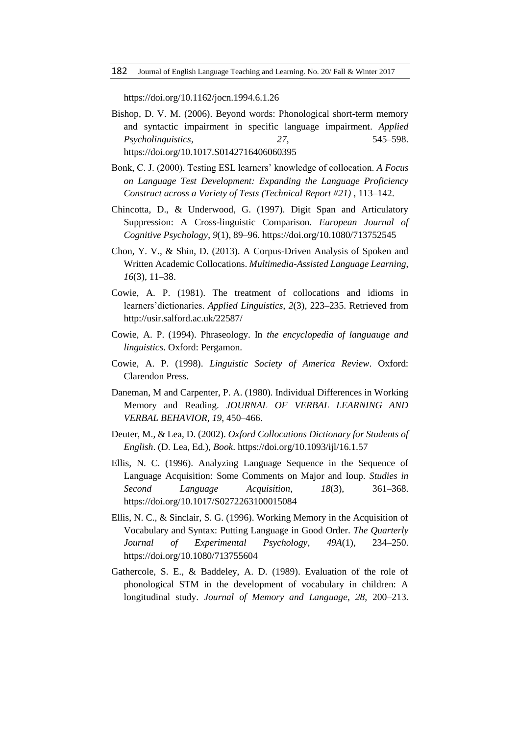https://doi.org/10.1162/jocn.1994.6.1.26

Bishop, D. V. M. (2006). Beyond words: Phonological short-term memory and syntactic impairment in specific language impairment. *Applied Psycholinguistics*, *27*, 545–598. https://doi.org/10.1017.S0142716406060395

Bonk, C. J. (2000). Testing ESL learners' knowledge of collocation. *A Focus on Language Test Development: Expanding the Language Proficiency Construct across a Variety of Tests (Technical Report #21)* , 113–142.

Chincotta, D., & Underwood, G. (1997). Digit Span and Articulatory Suppression: A Cross-linguistic Comparison. *European Journal of Cognitive Psychology*, *9*(1), 89–96. https://doi.org/10.1080/713752545

Chon, Y. V., & Shin, D. (2013). A Corpus-Driven Analysis of Spoken and Written Academic Collocations. *Multimedia-Assisted Language Learning*, *16*(3), 11–38.

Cowie, A. P. (1981). The treatment of collocations and idioms in learners'dictionaries. *Applied Linguistics*, *2*(3), 223–235. Retrieved from http://usir.salford.ac.uk/22587/

Cowie, A. P. (1994). Phraseology. In *the encyclopedia of languauge and linguistics*. Oxford: Pergamon.

Cowie, A. P. (1998). *Linguistic Society of America Review*. Oxford: Clarendon Press.

Daneman, M and Carpenter, P. A. (1980). Individual Differences in Working Memory and Reading. *JOURNAL OF VERBAL LEARNING AND VERBAL BEHAVIOR*, *19*, 450–466.

Deuter, M., & Lea, D. (2002). *Oxford Collocations Dictionary for Students of English*. (D. Lea, Ed.), *Book*. https://doi.org/10.1093/ijl/16.1.57

Ellis, N. C. (1996). Analyzing Language Sequence in the Sequence of Language Acquisition: Some Comments on Major and Ioup. *Studies in Second Language Acquisition*, *18*(3), 361–368. https://doi.org/10.1017/S0272263100015084

Ellis, N. C., & Sinclair, S. G. (1996). Working Memory in the Acquisition of Vocabulary and Syntax: Putting Language in Good Order. *The Quarterly Journal of Experimental Psychology*, *49A*(1), 234–250. https://doi.org/10.1080/713755604

Gathercole, S. E., & Baddeley, A. D. (1989). Evaluation of the role of phonological STM in the development of vocabulary in children: A longitudinal study. *Journal of Memory and Language*, *28*, 200–213.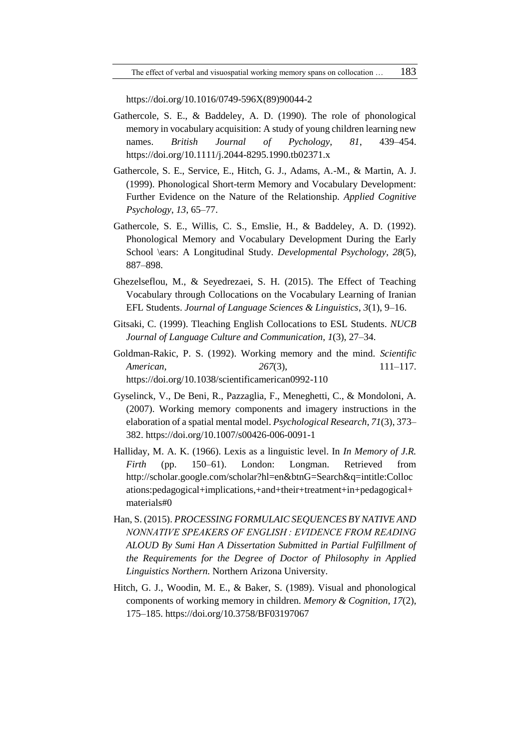https://doi.org/10.1016/0749-596X(89)90044-2

Gathercole, S. E., & Baddeley, A. D. (1990). The role of phonological memory in vocabulary acquisition: A study of young children learning new names. *British Journal of Pychology*, *81*, 439–454. https://doi.org/10.1111/j.2044-8295.1990.tb02371.x

Gathercole, S. E., Service, E., Hitch, G. J., Adams, A.-M., & Martin, A. J. (1999). Phonological Short-term Memory and Vocabulary Development: Further Evidence on the Nature of the Relationship. *Applied Cognitive Psychology*, *13*, 65–77.

Gathercole, S. E., Willis, C. S., Emslie, H., & Baddeley, A. D. (1992). Phonological Memory and Vocabulary Development During the Early School \ears: A Longitudinal Study. *Developmental Psychology*, *28*(5), 887–898.

Ghezelseflou, M., & Seyedrezaei, S. H. (2015). The Effect of Teaching Vocabulary through Collocations on the Vocabulary Learning of Iranian EFL Students. *Journal of Language Sciences & Linguistics*, *3*(1), 9–16.

Gitsaki, C. (1999). Tleaching English Collocations to ESL Students. *NUCB Journal of Language Culture and Communication*, *1*(3), 27–34.

Goldman-Rakic, P. S. (1992). Working memory and the mind. *Scientific American*, *267*(3), 111–117. https://doi.org/10.1038/scientificamerican0992-110

Gyselinck, V., De Beni, R., Pazzaglia, F., Meneghetti, C., & Mondoloni, A. (2007). Working memory components and imagery instructions in the elaboration of a spatial mental model. *Psychological Research*, *71*(3), 373–382. https://doi.org/10.1007/s00426-006-0091-1

Halliday, M. A. K. (1966). Lexis as a linguistic level. In *In Memory of J.R. Firth* (pp. 150–61). London: Longman. Retrieved from http://scholar.google.com/scholar?hl=en&btnG=Search&q=intitle:Collocations:pedagogical+implications,+and+their+treatment+in+pedagogical+materials#0

Han, S. (2015). *PROCESSING FORMULAIC SEQUENCES BY NATIVE AND NONNATIVE SPEAKERS OF ENGLISH : EVIDENCE FROM READING ALOUD By Sumi Han A Dissertation Submitted in Partial Fulfillment of the Requirements for the Degree of Doctor of Philosophy in Applied Linguistics Northern.* Northern Arizona University.

Hitch, G. J., Woodin, M. E., & Baker, S. (1989). Visual and phonological components of working memory in children. *Memory & Cognition*, *17*(2), 175–185. https://doi.org/10.3758/BF03197067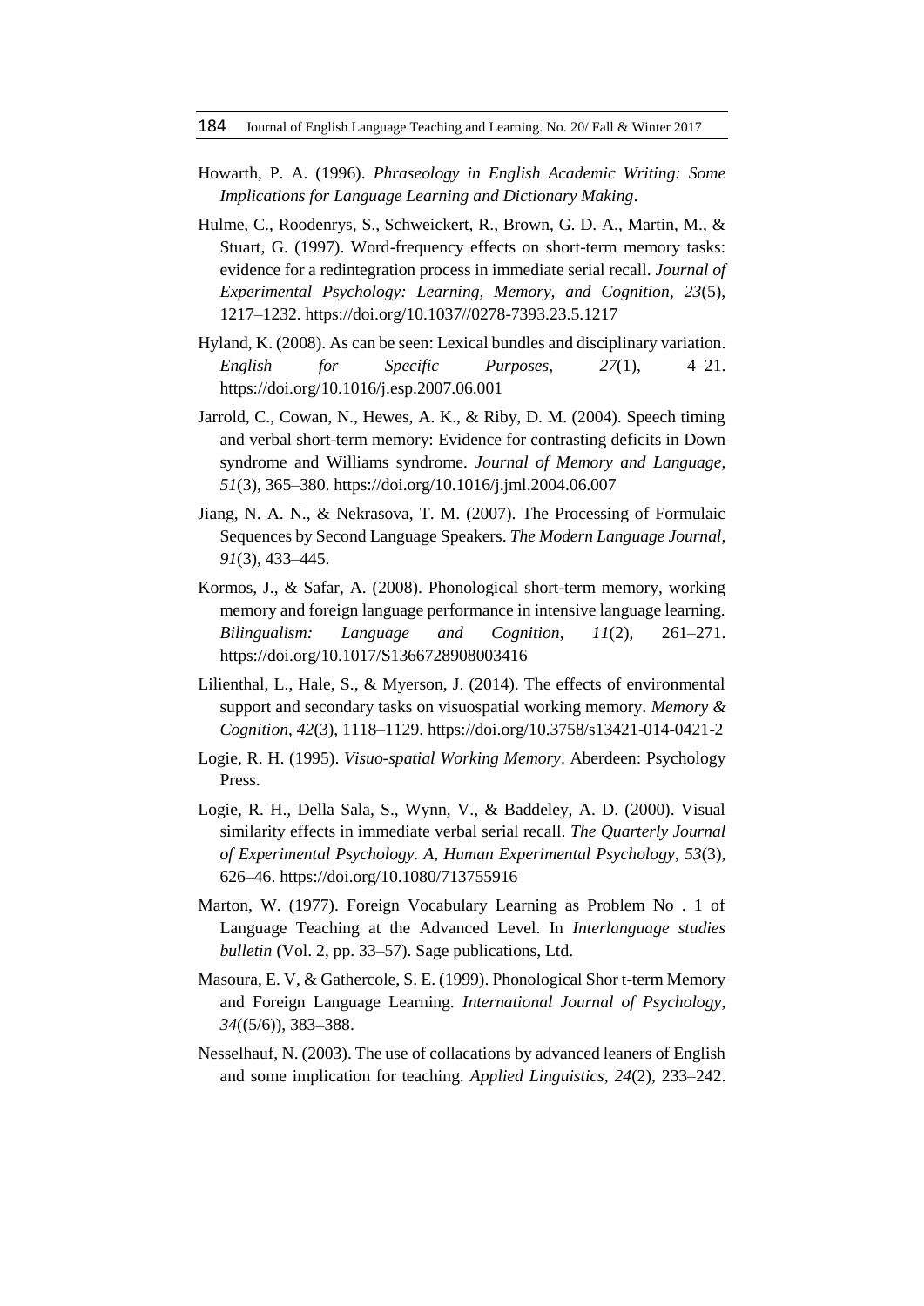Howarth, P. A. (1996). *Phraseology in English Academic Writing: Some Implications for Language Learning and Dictionary Making*.

Hulme, C., Roodenrys, S., Schweickert, R., Brown, G. D. A., Martin, M., & Stuart, G. (1997). Word-frequency effects on short-term memory tasks: evidence for a redintegration process in immediate serial recall. *Journal of Experimental Psychology: Learning, Memory, and Cognition*, *23*(5), 1217–1232. https://doi.org/10.1037//0278-7393.23.5.1217

Hyland, K. (2008). As can be seen: Lexical bundles and disciplinary variation. *English for Specific Purposes*, *27*(1), 4–21. https://doi.org/10.1016/j.esp.2007.06.001

Jarrold, C., Cowan, N., Hewes, A. K., & Riby, D. M. (2004). Speech timing and verbal short-term memory: Evidence for contrasting deficits in Down syndrome and Williams syndrome. *Journal of Memory and Language*, *51*(3), 365–380. https://doi.org/10.1016/j.jml.2004.06.007

Jiang, N. A. N., & Nekrasova, T. M. (2007). The Processing of Formulaic Sequences by Second Language Speakers. *The Modern Language Journal*, *91*(3), 433–445.

Kormos, J., & Safar, A. (2008). Phonological short-term memory, working memory and foreign language performance in intensive language learning. *Bilingualism: Language and Cognition*, *11*(2), 261–271. https://doi.org/10.1017/S1366728908003416

Lilienthal, L., Hale, S., & Myerson, J. (2014). The effects of environmental support and secondary tasks on visuospatial working memory. *Memory & Cognition*, *42*(3), 1118–1129. https://doi.org/10.3758/s13421-014-0421-2

Logie, R. H. (1995). *Visuo-spatial Working Memory*. Aberdeen: Psychology Press.

Logie, R. H., Della Sala, S., Wynn, V., & Baddeley, A. D. (2000). Visual similarity effects in immediate verbal serial recall. *The Quarterly Journal of Experimental Psychology. A, Human Experimental Psychology*, *53*(3), 626–46. https://doi.org/10.1080/713755916

Marton, W. (1977). Foreign Vocabulary Learning as Problem No . 1 of Language Teaching at the Advanced Level. In *Interlanguage studies bulletin* (Vol. 2, pp. 33–57). Sage publications, Ltd.

Masoura, E. V, & Gathercole, S. E. (1999). Phonological Shor t-term Memory and Foreign Language Learning. *International Journal of Psychology*, *34*((5/6)), 383–388.

Nesselhauf, N. (2003). The use of collacations by advanced leaners of English and some implication for teaching. *Applied Linguistics*, *24*(2), 233–242.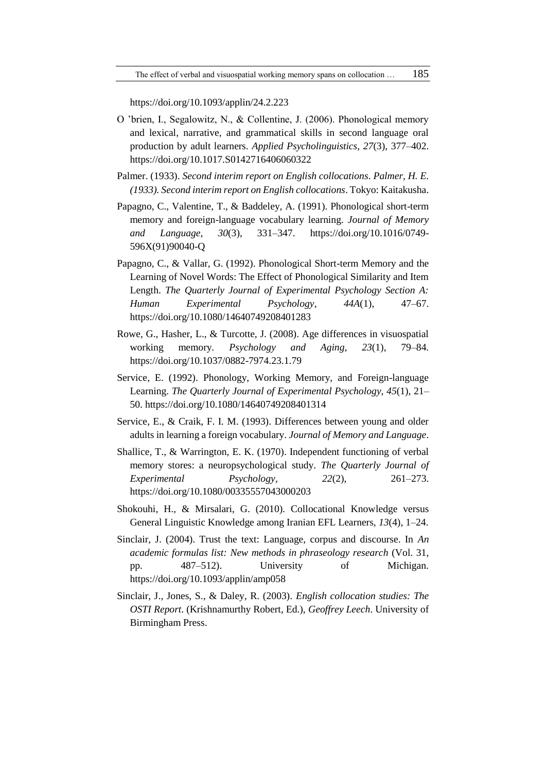https://doi.org/10.1093/applin/24.2.223

O 'brien, I., Segalowitz, N., & Collentine, J. (2006). Phonological memory and lexical, narrative, and grammatical skills in second language oral production by adult learners. *Applied Psycholinguistics*, *27*(3), 377–402. https://doi.org/10.1017.S0142716406060322

Palmer. (1933). *Second interim report on English collocations*. *Palmer, H. E. (1933). Second interim report on English collocations*. Tokyo: Kaitakusha.

Papagno, C., Valentine, T., & Baddeley, A. (1991). Phonological short-term memory and foreign-language vocabulary learning. *Journal of Memory and Language*, *30*(3), 331–347. https://doi.org/10.1016/0749-596X(91)90040-Q

Papagno, C., & Vallar, G. (1992). Phonological Short-term Memory and the Learning of Novel Words: The Effect of Phonological Similarity and Item Length. *The Quarterly Journal of Experimental Psychology Section A: Human Experimental Psychology*, *44A*(1), 47–67. https://doi.org/10.1080/14640749208401283

Rowe, G., Hasher, L., & Turcotte, J. (2008). Age differences in visuospatial working memory. *Psychology and Aging*, *23*(1), 79–84. https://doi.org/10.1037/0882-7974.23.1.79

Service, E. (1992). Phonology, Working Memory, and Foreign-language Learning. *The Quarterly Journal of Experimental Psychology*, *45*(1), 21–50. https://doi.org/10.1080/14640749208401314

Service, E., & Craik, F. I. M. (1993). Differences between young and older adults in learning a foreign vocabulary. *Journal of Memory and Language*.

Shallice, T., & Warrington, E. K. (1970). Independent functioning of verbal memory stores: a neuropsychological study. *The Quarterly Journal of Experimental Psychology*, *22*(2), 261–273. https://doi.org/10.1080/00335557043000203

Shokouhi, H., & Mirsalari, G. (2010). Collocational Knowledge versus General Linguistic Knowledge among Iranian EFL Learners, *13*(4), 1–24.

Sinclair, J. (2004). Trust the text: Language, corpus and discourse. In *An academic formulas list: New methods in phraseology research* (Vol. 31, pp. 487–512). University of Michigan. https://doi.org/10.1093/applin/amp058

Sinclair, J., Jones, S., & Daley, R. (2003). *English collocation studies: The OSTI Report*. (Krishnamurthy Robert, Ed.), *Geoffrey Leech*. University of Birmingham Press.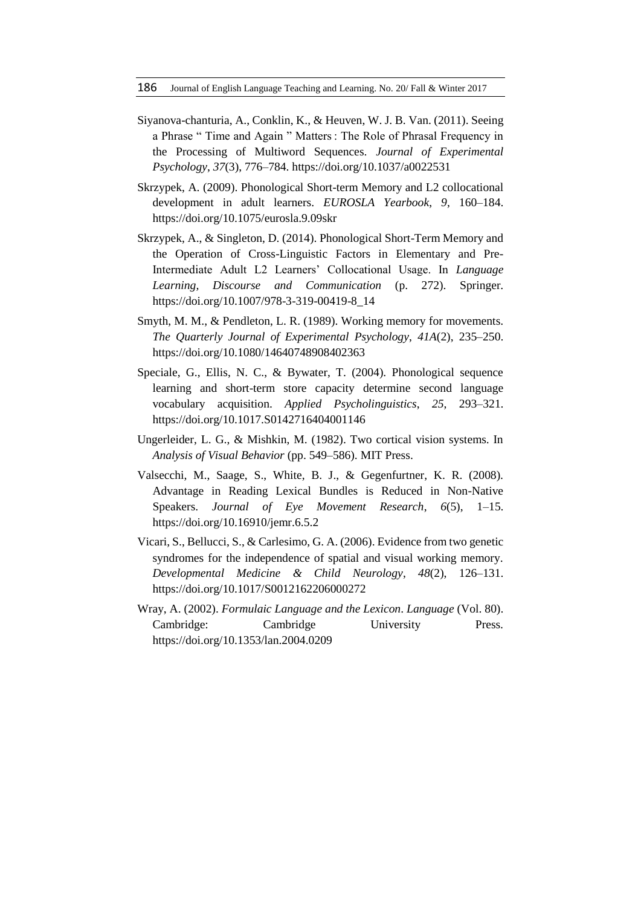Siyanova-chanturia, A., Conklin, K., & Heuven, W. J. B. Van. (2011). Seeing a Phrase " Time and Again " Matters : The Role of Phrasal Frequency in the Processing of Multiword Sequences. *Journal of Experimental Psychology*, *37*(3), 776–784. https://doi.org/10.1037/a0022531

Skrzypek, A. (2009). Phonological Short-term Memory and L2 collocational development in adult learners. *EUROSLA Yearbook*, *9*, 160–184. https://doi.org/10.1075/eurosla.9.09skr

Skrzypek, A., & Singleton, D. (2014). Phonological Short-Term Memory and the Operation of Cross-Linguistic Factors in Elementary and Pre-Intermediate Adult L2 Learners' Collocational Usage. In *Language Learning, Discourse and Communication* (p. 272). Springer. https://doi.org/10.1007/978-3-319-00419-8_14

Smyth, M. M., & Pendleton, L. R. (1989). Working memory for movements. *The Quarterly Journal of Experimental Psychology*, *41A*(2), 235–250. https://doi.org/10.1080/14640748908402363

Speciale, G., Ellis, N. C., & Bywater, T. (2004). Phonological sequence learning and short-term store capacity determine second language vocabulary acquisition. *Applied Psycholinguistics*, *25*, 293–321. https://doi.org/10.1017.S0142716404001146

Ungerleider, L. G., & Mishkin, M. (1982). Two cortical vision systems. In *Analysis of Visual Behavior* (pp. 549–586). MIT Press.

Valsecchi, M., Saage, S., White, B. J., & Gegenfurtner, K. R. (2008). Advantage in Reading Lexical Bundles is Reduced in Non-Native Speakers. *Journal of Eye Movement Research*, *6*(5), 1–15. https://doi.org/10.16910/jemr.6.5.2

Vicari, S., Bellucci, S., & Carlesimo, G. A. (2006). Evidence from two genetic syndromes for the independence of spatial and visual working memory. *Developmental Medicine & Child Neurology*, *48*(2), 126–131. https://doi.org/10.1017/S0012162206000272

Wray, A. (2002). *Formulaic Language and the Lexicon*. *Language* (Vol. 80). Cambridge: Cambridge University Press. https://doi.org/10.1353/lan.2004.0209